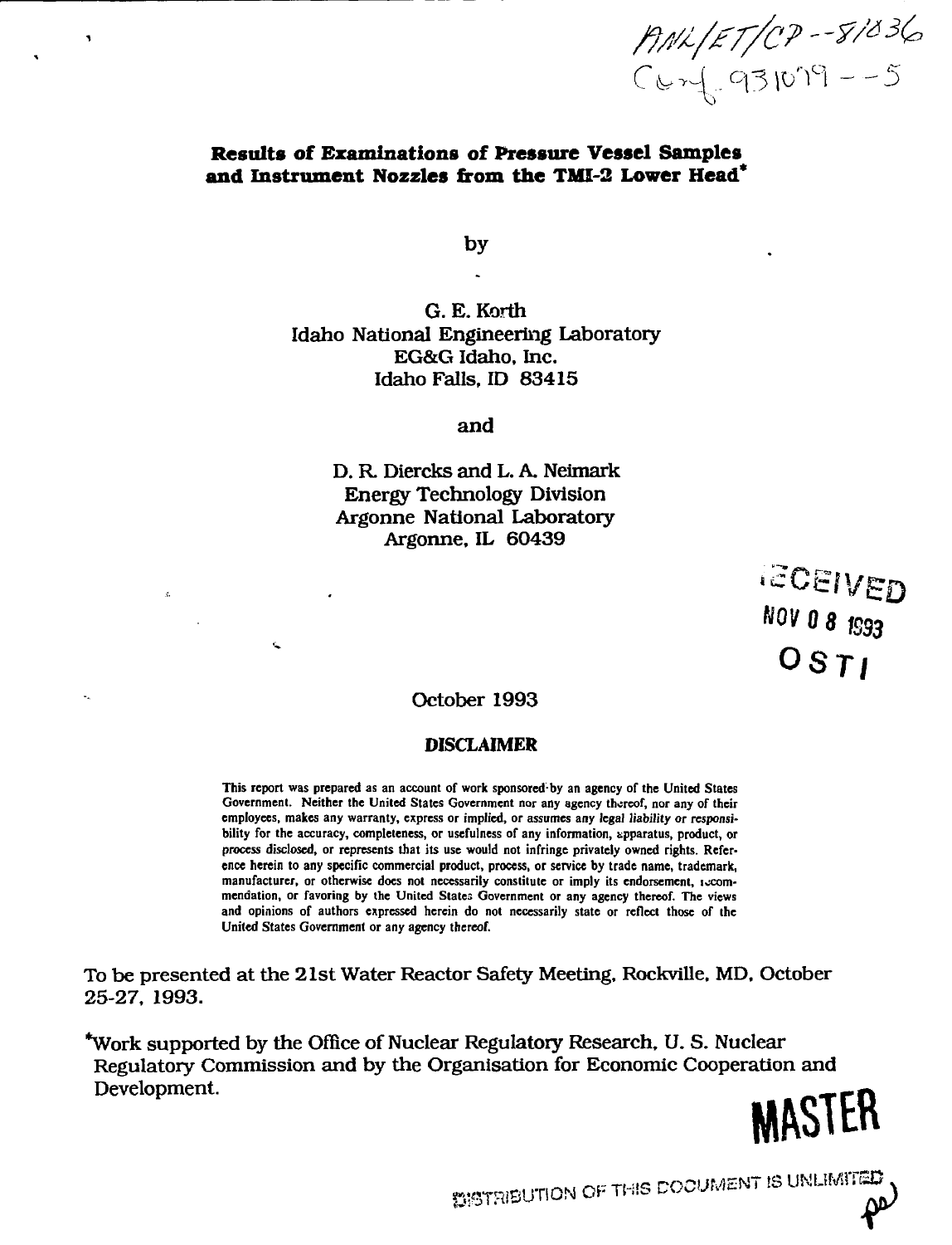ANL/ET/CP--81036
Conf-931079--5

# Results of Examinations of Pressure Vessel Samples and Instrument Nozzles from the TMI-2 Lower Head*

by

G. E. Korth
Idaho National Engineering Laboratory
EG&G Idaho, Inc.
Idaho Falls, ID 83415

and

D. R. Diercks and L. A. Neimark
Energy Technology Division
Argonne National Laboratory
Argonne, IL 60439

RECEIVED
NOV 08 1993
OSTI

October 1993

## DISCLAIMER

This report was prepared as an account of work sponsored by an agency of the United States Government. Neither the United States Government nor any agency thereof, nor any of their employees, makes any warranty, express or implied, or assumes any legal liability or responsibility for the accuracy, completeness, or usefulness of any information, apparatus, product, or process disclosed, or represents that its use would not infringe privately owned rights. Reference herein to any specific commercial product, process, or service by trade name, trademark, manufacturer, or otherwise does not necessarily constitute or imply its endorsement, recommendation, or favoring by the United States Government or any agency thereof. The views and opinions of authors expressed herein do not necessarily state or reflect those of the United States Government or any agency thereof.

To be presented at the 21st Water Reactor Safety Meeting, Rockville, MD, October 25-27, 1993.

*Work supported by the Office of Nuclear Regulatory Research, U. S. Nuclear Regulatory Commission and by the Organisation for Economic Cooperation and Development.

MASTER

DISTRIBUTION OF THIS DOCUMENT IS UNLIMITED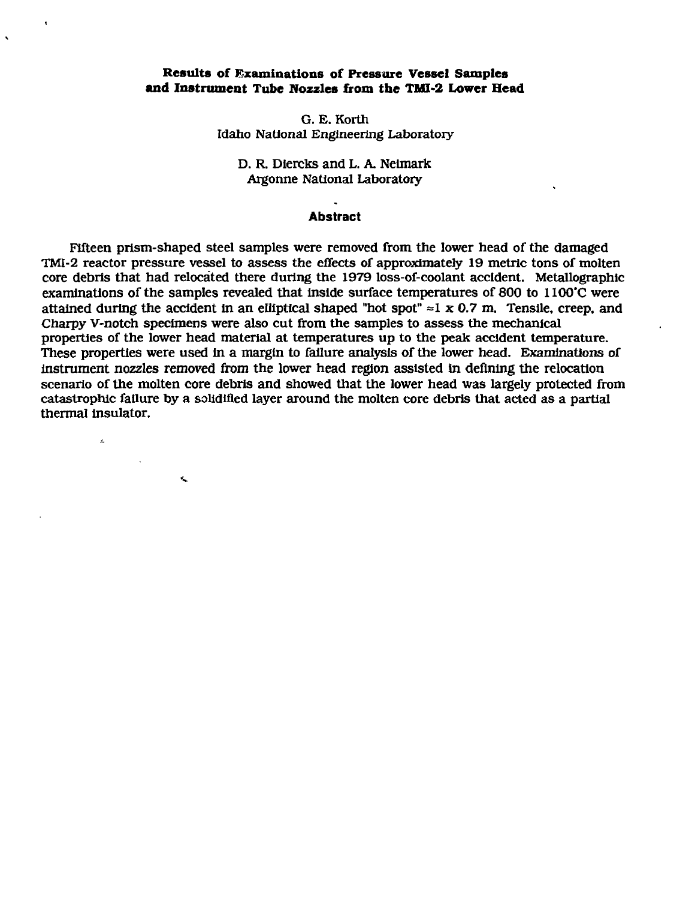# Results of Examinations of Pressure Vessel Samples and Instrument Tube Nozzles from the TMI-2 Lower Head

G. E. Korth
Idaho National Engineering Laboratory

D. R. Diercks and L. A. Neimark
Argonne National Laboratory

## Abstract

Fifteen prism-shaped steel samples were removed from the lower head of the damaged TMI-2 reactor pressure vessel to assess the effects of approximately 19 metric tons of molten core debris that had relocated there during the 1979 loss-of-coolant accident. Metallographic examinations of the samples revealed that inside surface temperatures of 800 to 1100°C were attained during the accident in an elliptical shaped "hot spot" $\approx 1 \times 0.7$ m. Tensile, creep, and Charpy V-notch specimens were also cut from the samples to assess the mechanical properties of the lower head material at temperatures up to the peak accident temperature. These properties were used in a margin to failure analysis of the lower head. Examinations of instrument nozzles removed from the lower head region assisted in defining the relocation scenario of the molten core debris and showed that the lower head was largely protected from catastrophic failure by a solidified layer around the molten core debris that acted as a partial thermal insulator.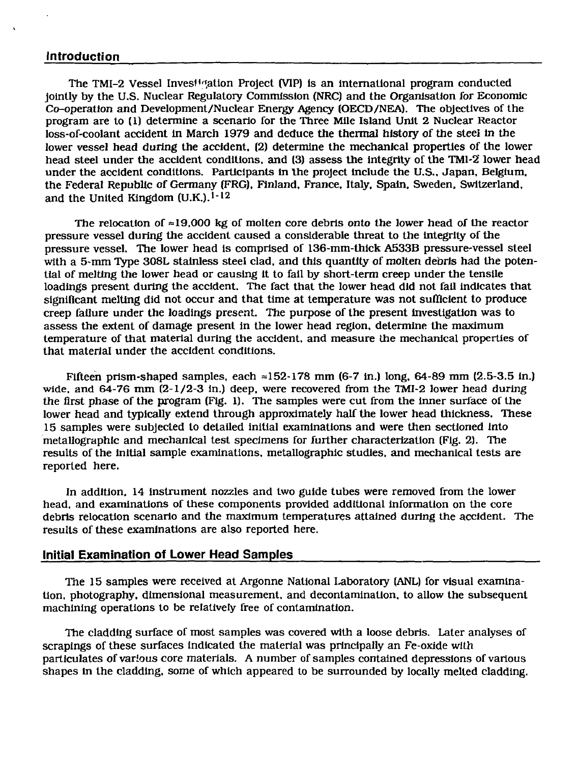## Introduction

The TMI-2 Vessel Investigation Project (VIP) is an international program conducted jointly by the U.S. Nuclear Regulatory Commission (NRC) and the Organisation for Economic Co-operation and Development/Nuclear Energy Agency (OECD/NEA). The objectives of the program are to (1) determine a scenario for the Three Mile Island Unit 2 Nuclear Reactor loss-of-coolant accident in March 1979 and deduce the thermal history of the steel in the lower vessel head during the accident, (2) determine the mechanical properties of the lower head steel under the accident conditions, and (3) assess the integrity of the TMI-2 lower head under the accident conditions. Participants in the project include the U.S., Japan, Belgium, the Federal Republic of Germany (FRG), Finland, France, Italy, Spain, Sweden, Switzerland, and the United Kingdom (U.K.).[1-12]

The relocation of ≈19,000 kg of molten core debris onto the lower head of the reactor pressure vessel during the accident caused a considerable threat to the integrity of the pressure vessel. The lower head is comprised of 136-mm-thick A533B pressure-vessel steel with a 5-mm Type 308L stainless steel clad, and this quantity of molten debris had the potential of melting the lower head or causing it to fail by short-term creep under the tensile loadings present during the accident. The fact that the lower head did not fail indicates that significant melting did not occur and that time at temperature was not sufficient to produce creep failure under the loadings present. The purpose of the present investigation was to assess the extent of damage present in the lower head region, determine the maximum temperature of that material during the accident, and measure the mechanical properties of that material under the accident conditions.

Fifteen prism-shaped samples, each ≈152-178 mm (6-7 in.) long, 64-89 mm (2.5-3.5 in.) wide, and 64-76 mm (2-1/2-3 in.) deep, were recovered from the TMI-2 lower head during the first phase of the program (Fig. 1). The samples were cut from the inner surface of the lower head and typically extend through approximately half the lower head thickness. These 15 samples were subjected to detailed initial examinations and were then sectioned into metallographic and mechanical test specimens for further characterization (Fig. 2). The results of the initial sample examinations, metallographic studies, and mechanical tests are reported here.

In addition, 14 instrument nozzles and two guide tubes were removed from the lower head, and examinations of these components provided additional information on the core debris relocation scenario and the maximum temperatures attained during the accident. The results of these examinations are also reported here.

## Initial Examination of Lower Head Samples

The 15 samples were received at Argonne National Laboratory (ANL) for visual examination, photography, dimensional measurement, and decontamination, to allow the subsequent machining operations to be relatively free of contamination.

The cladding surface of most samples was covered with a loose debris. Later analyses of scrapings of these surfaces indicated the material was principally an Fe-oxide with particulates of various core materials. A number of samples contained depressions of various shapes in the cladding, some of which appeared to be surrounded by locally melted cladding.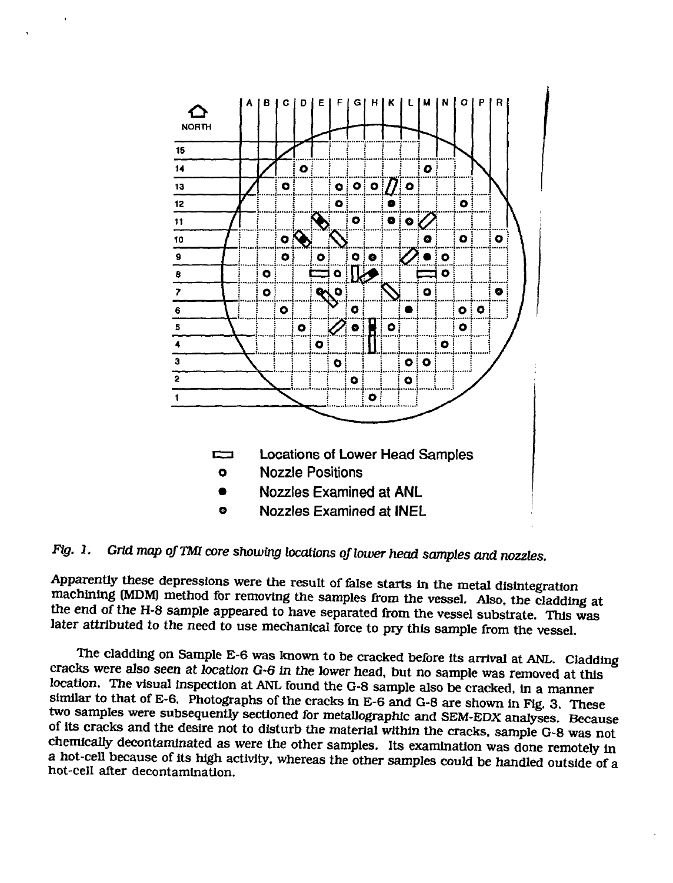Fig. 1. *Grid map of TMI core showing locations of lower head samples and nozzles.*

Apparently these depressions were the result of false starts in the metal disintegration machining (MDM) method for removing the samples from the vessel. Also, the cladding at the end of the H-8 sample appeared to have separated from the vessel substrate. This was later attributed to the need to use mechanical force to pry this sample from the vessel.

The cladding on Sample E-6 was known to be cracked before its arrival at ANL. Cladding cracks were also seen at location G-6 in the lower head, but no sample was removed at this location. The visual inspection at ANL found the G-8 sample also be cracked, in a manner similar to that of E-6. Photographs of the cracks in E-6 and G-8 are shown in Fig. 3. These two samples were subsequently sectioned for metallographic and SEM-EDX analyses. Because of its cracks and the desire not to disturb the material within the cracks, sample G-8 was not chemically decontaminated as were the other samples. Its examination was done remotely in a hot-cell because of its high activity, whereas the other samples could be handled outside of a hot-cell after decontamination.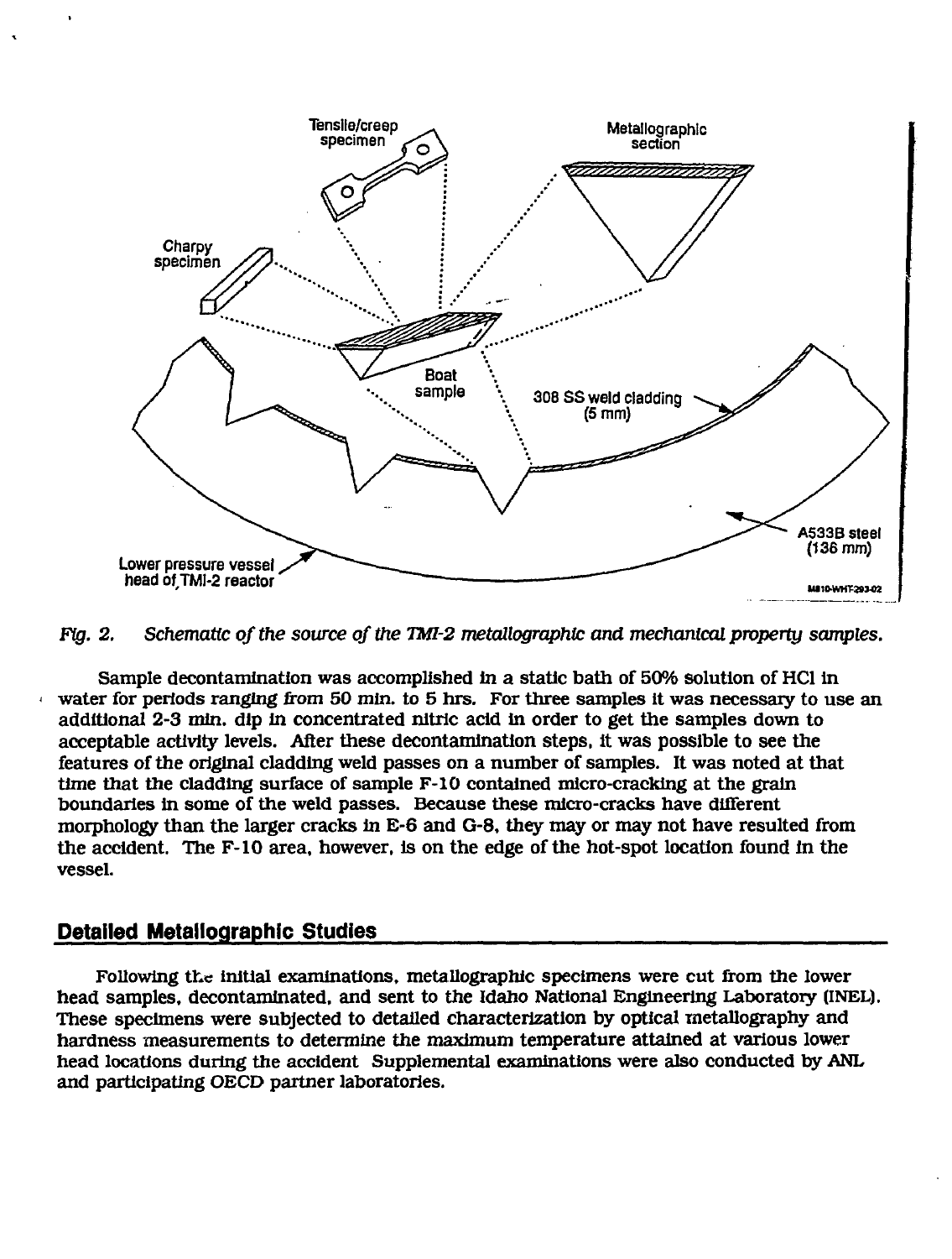*Fig. 2. Schematic of the source of the TMI-2 metallographic and mechanical property samples.*

Sample decontamination was accomplished in a static bath of 50% solution of HCl in water for periods ranging from 50 min. to 5 hrs. For three samples it was necessary to use an additional 2-3 min. dip in concentrated nitric acid in order to get the samples down to acceptable activity levels. After these decontamination steps, it was possible to see the features of the original cladding weld passes on a number of samples. It was noted at that time that the cladding surface of sample F-10 contained micro-cracking at the grain boundaries in some of the weld passes. Because these micro-cracks have different morphology than the larger cracks in E-6 and G-8, they may or may not have resulted from the accident. The F-10 area, however, is on the edge of the hot-spot location found in the vessel.

## Detailed Metallographic Studies

Following the initial examinations, metallographic specimens were cut from the lower head samples, decontaminated, and sent to the Idaho National Engineering Laboratory (INEL). These specimens were subjected to detailed characterization by optical metallography and hardness measurements to determine the maximum temperature attained at various lower head locations during the accident Supplemental examinations were also conducted by ANL and participating OECD partner laboratories.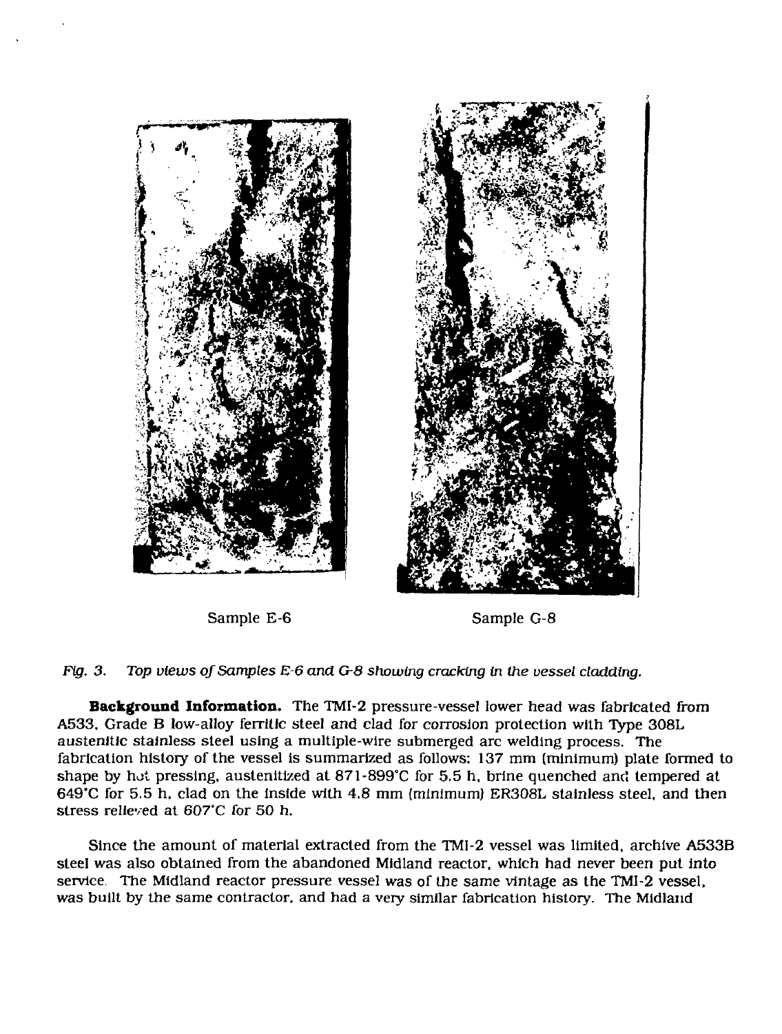Sample E-6

Sample G-8

*Fig. 3. Top views of Samples E-6 and G-8 showing cracking in the vessel cladding.*

**Background Information.** The TMI-2 pressure-vessel lower head was fabricated from A533, Grade B low-alloy ferritic steel and clad for corrosion protection with Type 308L austenitic stainless steel using a multiple-wire submerged arc welding process. The fabrication history of the vessel is summarized as follows: 137 mm (minimum) plate formed to shape by hot pressing, austenitized at 871-899°C for 5.5 h, brine quenched and tempered at 649°C for 5.5 h, clad on the inside with 4.8 mm (minimum) ER308L stainless steel, and then stress relieved at 607°C for 50 h.

Since the amount of material extracted from the TMI-2 vessel was limited, archive A533B steel was also obtained from the abandoned Midland reactor, which had never been put into service. The Midland reactor pressure vessel was of the same vintage as the TMI-2 vessel, was built by the same contractor, and had a very similar fabrication history. The Midland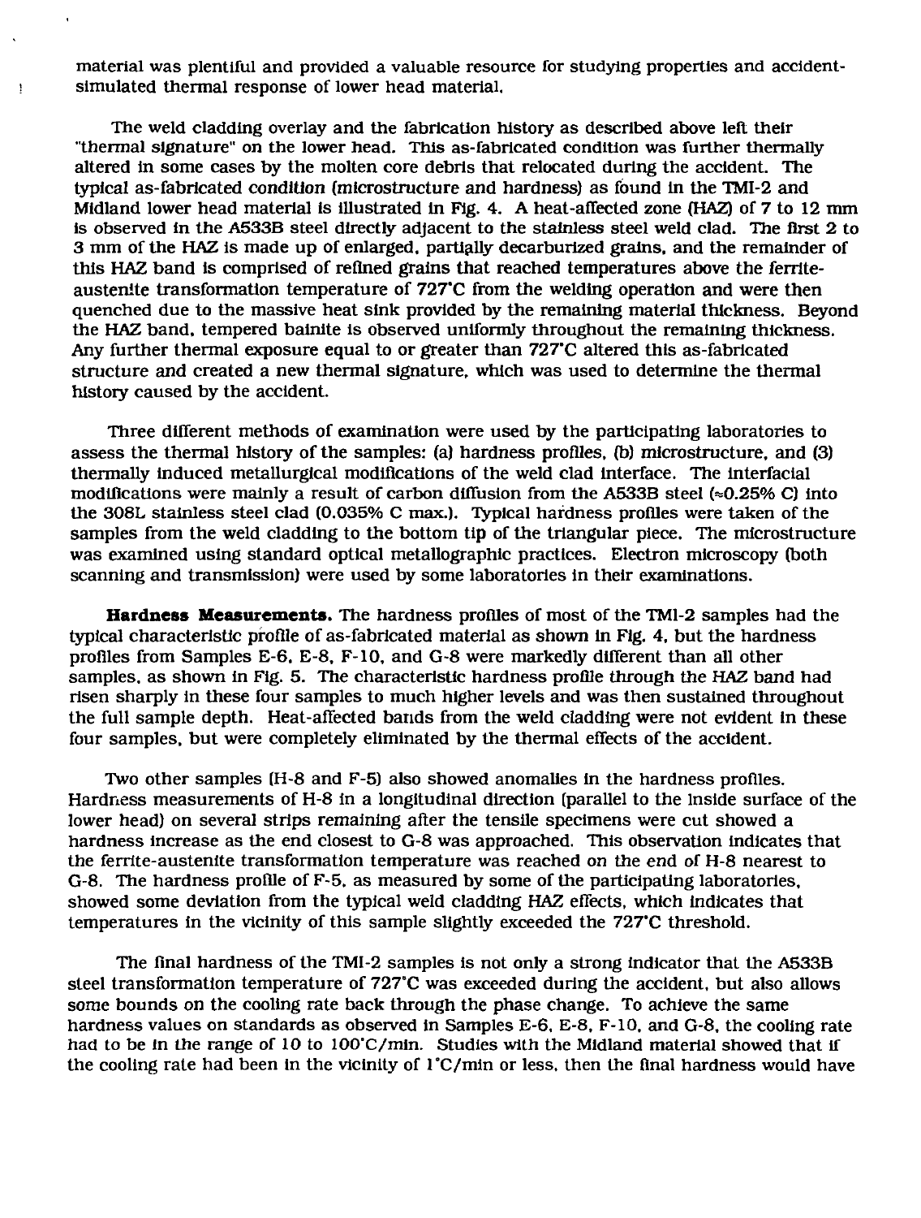material was plentiful and provided a valuable resource for studying properties and accident-simulated thermal response of lower head material.

The weld cladding overlay and the fabrication history as described above left their "thermal signature" on the lower head. This as-fabricated condition was further thermally altered in some cases by the molten core debris that relocated during the accident. The typical as-fabricated condition (microstructure and hardness) as found in the TMI-2 and Midland lower head material is illustrated in Fig. 4. A heat-affected zone (HAZ) of 7 to 12 mm is observed in the A533B steel directly adjacent to the stainless steel weld clad. The first 2 to 3 mm of the HAZ is made up of enlarged, partially decarburized grains, and the remainder of this HAZ band is comprised of refined grains that reached temperatures above the ferrite-austenite transformation temperature of 727°C from the welding operation and were then quenched due to the massive heat sink provided by the remaining material thickness. Beyond the HAZ band, tempered bainite is observed uniformly throughout the remaining thickness. Any further thermal exposure equal to or greater than 727°C altered this as-fabricated structure and created a new thermal signature, which was used to determine the thermal history caused by the accident.

Three different methods of examination were used by the participating laboratories to assess the thermal history of the samples: (a) hardness profiles, (b) microstructure, and (3) thermally induced metallurgical modifications of the weld clad interface. The interfacial modifications were mainly a result of carbon diffusion from the A533B steel (≈0.25% C) into the 308L stainless steel clad (0.035% C max.). Typical hardness profiles were taken of the samples from the weld cladding to the bottom tip of the triangular piece. The microstructure was examined using standard optical metallographic practices. Electron microscopy (both scanning and transmission) were used by some laboratories in their examinations.

**Hardness Measurements.** The hardness profiles of most of the TMI-2 samples had the typical characteristic profile of as-fabricated material as shown in Fig. 4, but the hardness profiles from Samples E-6, E-8, F-10, and G-8 were markedly different than all other samples, as shown in Fig. 5. The characteristic hardness profile through the HAZ band had risen sharply in these four samples to much higher levels and was then sustained throughout the full sample depth. Heat-affected bands from the weld cladding were not evident in these four samples, but were completely eliminated by the thermal effects of the accident.

Two other samples (H-8 and F-5) also showed anomalies in the hardness profiles. Hardness measurements of H-8 in a longitudinal direction (parallel to the inside surface of the lower head) on several strips remaining after the tensile specimens were cut showed a hardness increase as the end closest to G-8 was approached. This observation indicates that the ferrite-austenite transformation temperature was reached on the end of H-8 nearest to G-8. The hardness profile of F-5, as measured by some of the participating laboratories, showed some deviation from the typical weld cladding HAZ effects, which indicates that temperatures in the vicinity of this sample slightly exceeded the 727°C threshold.

The final hardness of the TMI-2 samples is not only a strong indicator that the A533B steel transformation temperature of 727°C was exceeded during the accident, but also allows some bounds on the cooling rate back through the phase change. To achieve the same hardness values on standards as observed in Samples E-6, E-8, F-10, and G-8, the cooling rate had to be in the range of 10 to 100°C/min. Studies with the Midland material showed that if the cooling rate had been in the vicinity of 1°C/min or less, then the final hardness would have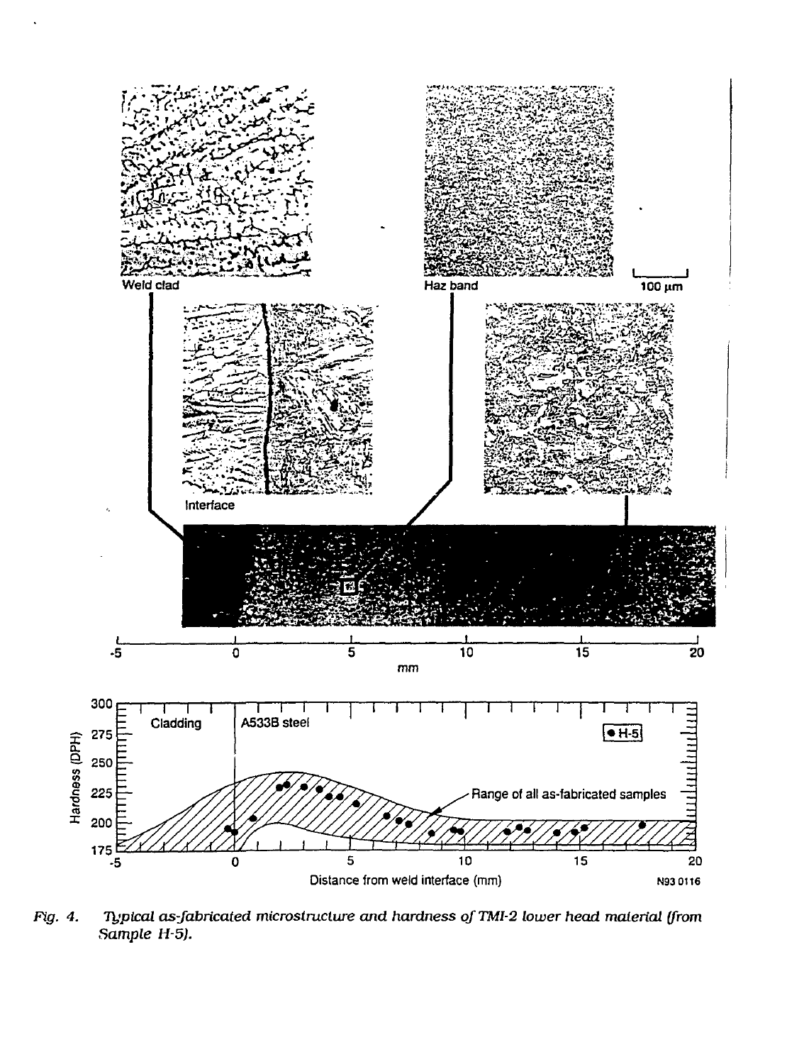*Fig. 4. Typical as-fabricated microstructure and hardness of TMI-2 lower head material (from Sample H-5).*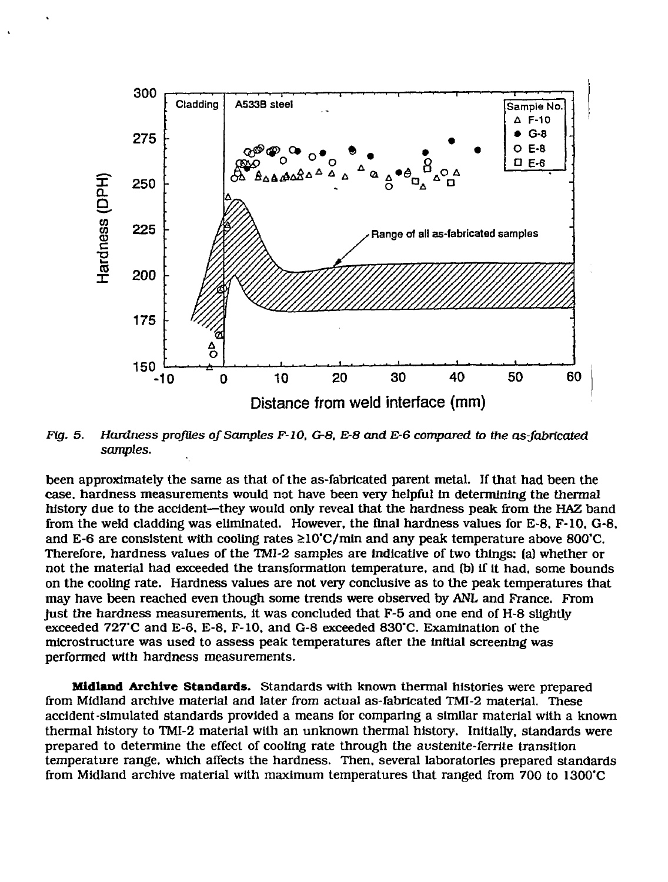*Fig. 5. Hardness profiles of Samples F-10, G-8, E-8 and E-6 compared to the as-fabricated samples.*

been approximately the same as that of the as-fabricated parent metal. If that had been the case, hardness measurements would not have been very helpful in determining the thermal history due to the accident—they would only reveal that the hardness peak from the HAZ band from the weld cladding was eliminated. However, the final hardness values for E-8, F-10, G-8, and E-6 are consistent with cooling rates ≥10°C/min and any peak temperature above 800°C. Therefore, hardness values of the TMI-2 samples are indicative of two things: (a) whether or not the material had exceeded the transformation temperature, and (b) if it had, some bounds on the cooling rate. Hardness values are not very conclusive as to the peak temperatures that may have been reached even though some trends were observed by ANL and France. From just the hardness measurements, it was concluded that F-5 and one end of H-8 slightly exceeded 727°C and E-6, E-8, F-10, and G-8 exceeded 830°C. Examination of the microstructure was used to assess peak temperatures after the initial screening was performed with hardness measurements.

**Midland Archive Standards.** Standards with known thermal histories were prepared from Midland archive material and later from actual as-fabricated TMI-2 material. These accident-simulated standards provided a means for comparing a similar material with a known thermal history to TMI-2 material with an unknown thermal history. Initially, standards were prepared to determine the effect of cooling rate through the austenite-ferrite transition temperature range, which affects the hardness. Then, several laboratories prepared standards from Midland archive material with maximum temperatures that ranged from 700 to 1300°C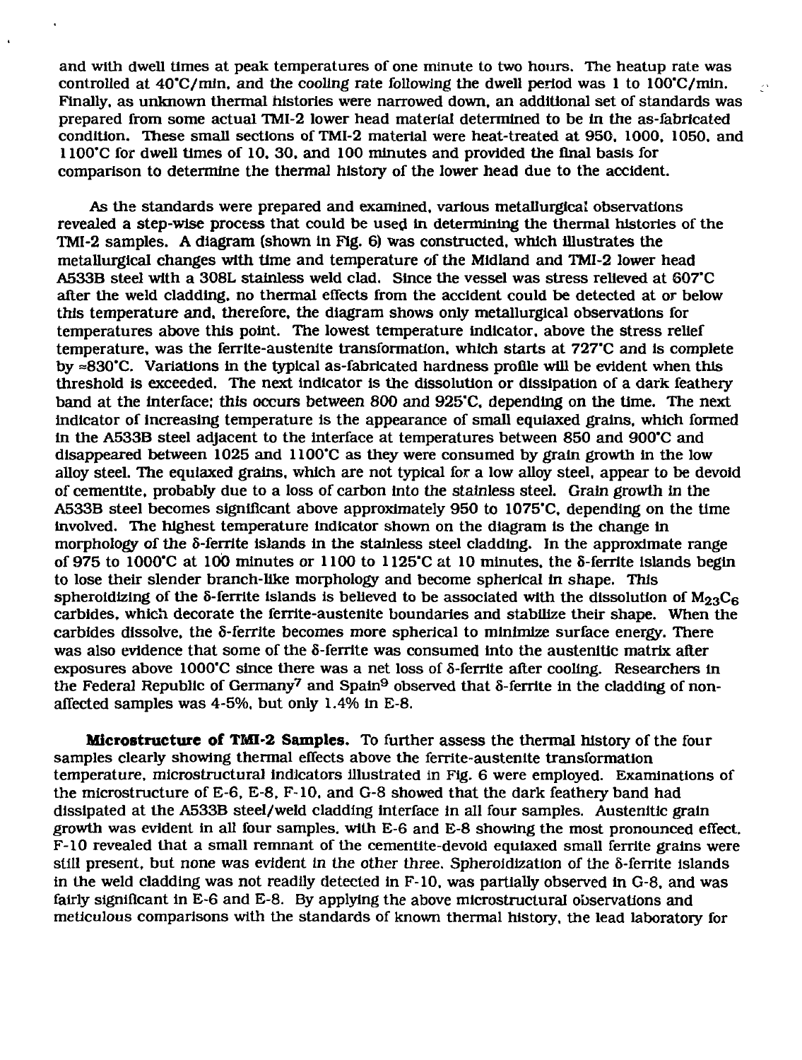and with dwell times at peak temperatures of one minute to two hours. The heatup rate was controlled at 40°C/min, and the cooling rate following the dwell period was 1 to 100°C/min. Finally, as unknown thermal histories were narrowed down, an additional set of standards was prepared from some actual TMI-2 lower head material determined to be in the as-fabricated condition. These small sections of TMI-2 material were heat-treated at 950, 1000, 1050, and 1100°C for dwell times of 10, 30, and 100 minutes and provided the final basis for comparison to determine the thermal history of the lower head due to the accident.

As the standards were prepared and examined, various metallurgical observations revealed a step-wise process that could be used in determining the thermal histories of the TMI-2 samples. A diagram (shown in Fig. 6) was constructed, which illustrates the metallurgical changes with time and temperature of the Midland and TMI-2 lower head A533B steel with a 308L stainless weld clad. Since the vessel was stress relieved at 607°C after the weld cladding, no thermal effects from the accident could be detected at or below this temperature and, therefore, the diagram shows only metallurgical observations for temperatures above this point. The lowest temperature indicator, above the stress relief temperature, was the ferrite-austenite transformation, which starts at 727°C and is complete by ≈830°C. Variations in the typical as-fabricated hardness profile will be evident when this threshold is exceeded. The next indicator is the dissolution or dissipation of a dark feathery band at the interface; this occurs between 800 and 925°C, depending on the time. The next indicator of increasing temperature is the appearance of small equiaxed grains, which formed in the A533B steel adjacent to the interface at temperatures between 850 and 900°C and disappeared between 1025 and 1100°C as they were consumed by grain growth in the low alloy steel. The equiaxed grains, which are not typical for a low alloy steel, appear to be devoid of cementite, probably due to a loss of carbon into the stainless steel. Grain growth in the A533B steel becomes significant above approximately 950 to 1075°C, depending on the time involved. The highest temperature indicator shown on the diagram is the change in morphology of the δ-ferrite islands in the stainless steel cladding. In the approximate range of 975 to 1000°C at 100 minutes or 1100 to 1125°C at 10 minutes, the δ-ferrite islands begin to lose their slender branch-like morphology and become spherical in shape. This spheroidizing of the δ-ferrite islands is believed to be associated with the dissolution of $M_{23}C_6$ carbides, which decorate the ferrite-austenite boundaries and stabilize their shape. When the carbides dissolve, the δ-ferrite becomes more spherical to minimize surface energy. There was also evidence that some of the δ-ferrite was consumed into the austenitic matrix after exposures above 1000°C since there was a net loss of δ-ferrite after cooling. Researchers in the Federal Republic of Germany[7] and Spain[9] observed that δ-ferrite in the cladding of non-affected samples was 4-5%, but only 1.4% in E-8.

**Microstructure of TMI-2 Samples.** To further assess the thermal history of the four samples clearly showing thermal effects above the ferrite-austenite transformation temperature, microstructural indicators illustrated in Fig. 6 were employed. Examinations of the microstructure of E-6, E-8, F-10, and G-8 showed that the dark feathery band had dissipated at the A533B steel/weld cladding interface in all four samples. Austenitic grain growth was evident in all four samples, with E-6 and E-8 showing the most pronounced effect. F-10 revealed that a small remnant of the cementite-devoid equiaxed small ferrite grains were still present, but none was evident in the other three. Spheroidization of the δ-ferrite islands in the weld cladding was not readily detected in F-10, was partially observed in G-8, and was fairly significant in E-6 and E-8. By applying the above microstructural observations and meticulous comparisons with the standards of known thermal history, the lead laboratory for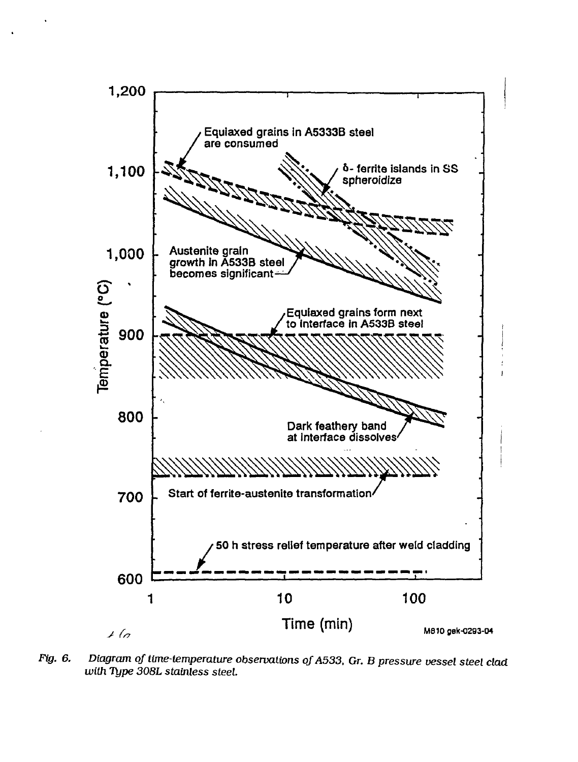*Fig. 6. Diagram of time-temperature observations of A533, Gr. B pressure vessel steel clad with Type 308L stainless steel.*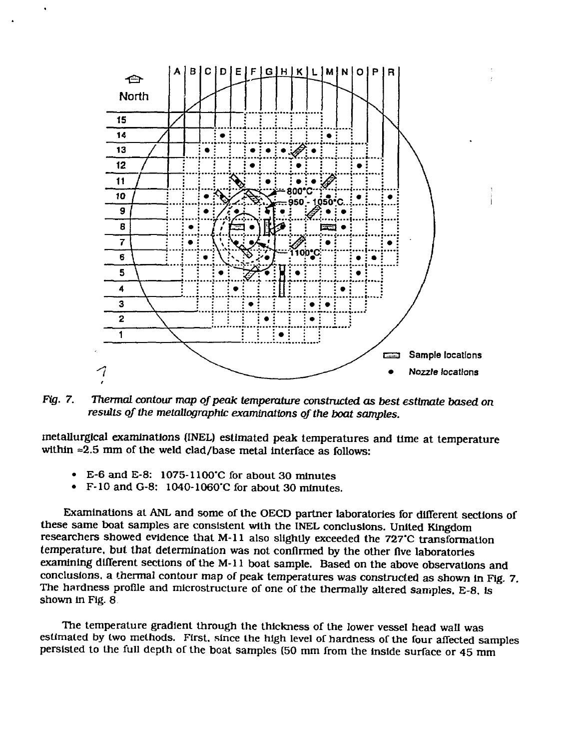*Fig. 7. Thermal contour map of peak temperature constructed as best estimate based on results of the metallographic examinations of the boat samples.*

metallurgical examinations (INEL) estimated peak temperatures and time at temperature within ≈2.5 mm of the weld clad/base metal interface as follows:

- E-6 and E-8: 1075-1100°C for about 30 minutes
- F-10 and G-8: 1040-1060°C for about 30 minutes.

Examinations at ANL and some of the OECD partner laboratories for different sections of these same boat samples are consistent with the INEL conclusions. United Kingdom researchers showed evidence that M-11 also slightly exceeded the 727°C transformation temperature, but that determination was not confirmed by the other five laboratories examining different sections of the M-11 boat sample. Based on the above observations and conclusions, a thermal contour map of peak temperatures was constructed as shown in Fig. 7. The hardness profile and microstructure of one of the thermally altered samples, E-8, is shown in Fig. 8.

The temperature gradient through the thickness of the lower vessel head wall was estimated by two methods. First, since the high level of hardness of the four affected samples persisted to the full depth of the boat samples (50 mm from the inside surface or 45 mm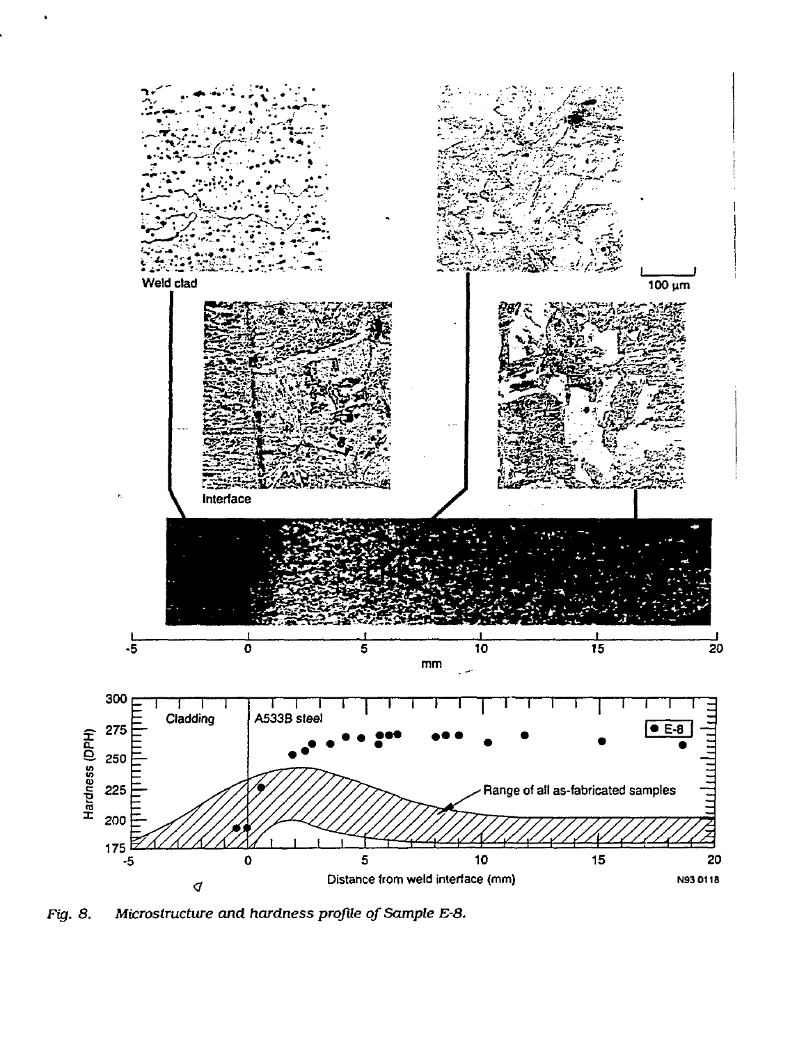*Fig. 8. Microstructure and hardness profile of Sample E-8.*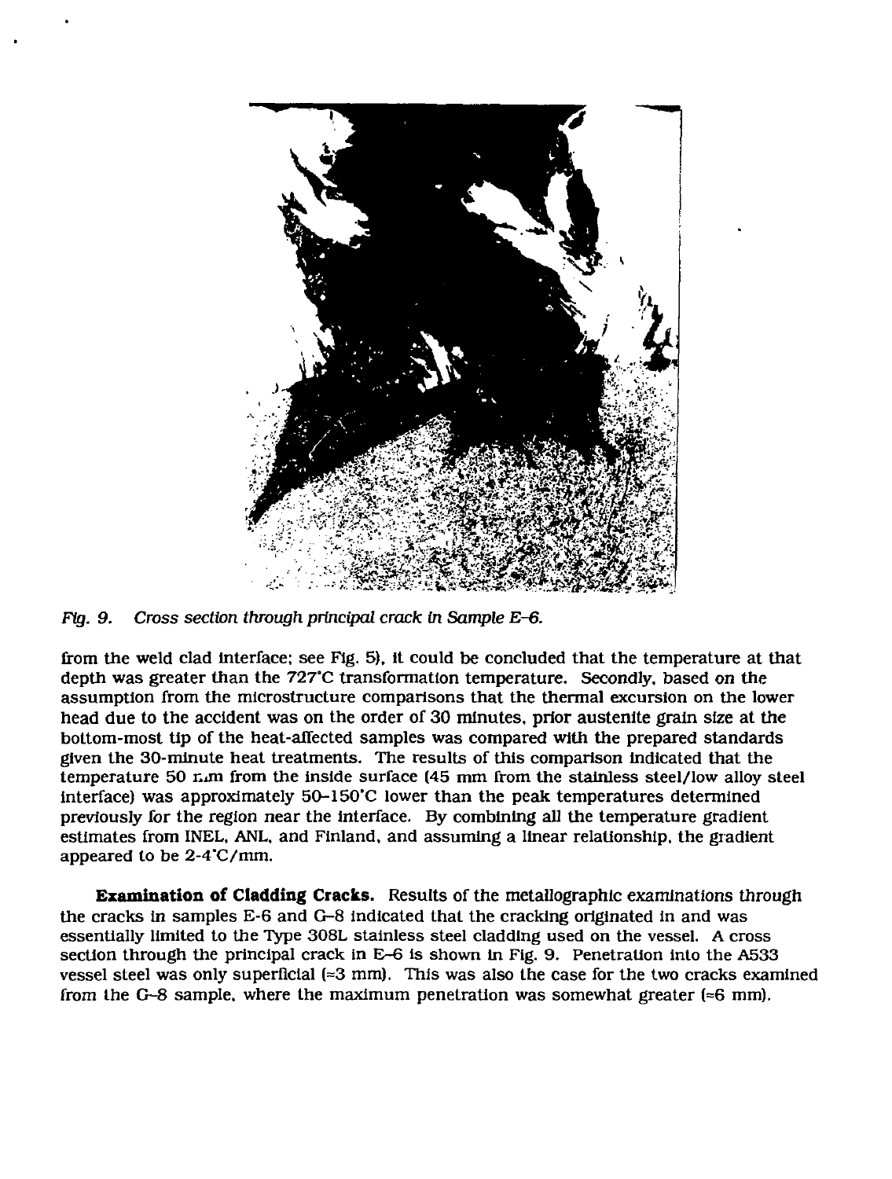*Fig. 9. Cross section through principal crack in Sample E-6.*

from the weld clad interface; see Fig. 5), it could be concluded that the temperature at that depth was greater than the 727°C transformation temperature. Secondly, based on the assumption from the microstructure comparisons that the thermal excursion on the lower head due to the accident was on the order of 30 minutes, prior austenite grain size at the bottom-most tip of the heat-affected samples was compared with the prepared standards given the 30-minute heat treatments. The results of this comparison indicated that the temperature 50 mm from the inside surface (45 mm from the stainless steel/low alloy steel interface) was approximately 50–150°C lower than the peak temperatures determined previously for the region near the interface. By combining all the temperature gradient estimates from INEL, ANL, and Finland, and assuming a linear relationship, the gradient appeared to be 2-4°C/mm.

**Examination of Cladding Cracks.** Results of the metallographic examinations through the cracks in samples E-6 and G-8 indicated that the cracking originated in and was essentially limited to the Type 308L stainless steel cladding used on the vessel. A cross section through the principal crack in E-6 is shown in Fig. 9. Penetration into the A533 vessel steel was only superficial (≈3 mm). This was also the case for the two cracks examined from the G-8 sample, where the maximum penetration was somewhat greater (≈6 mm).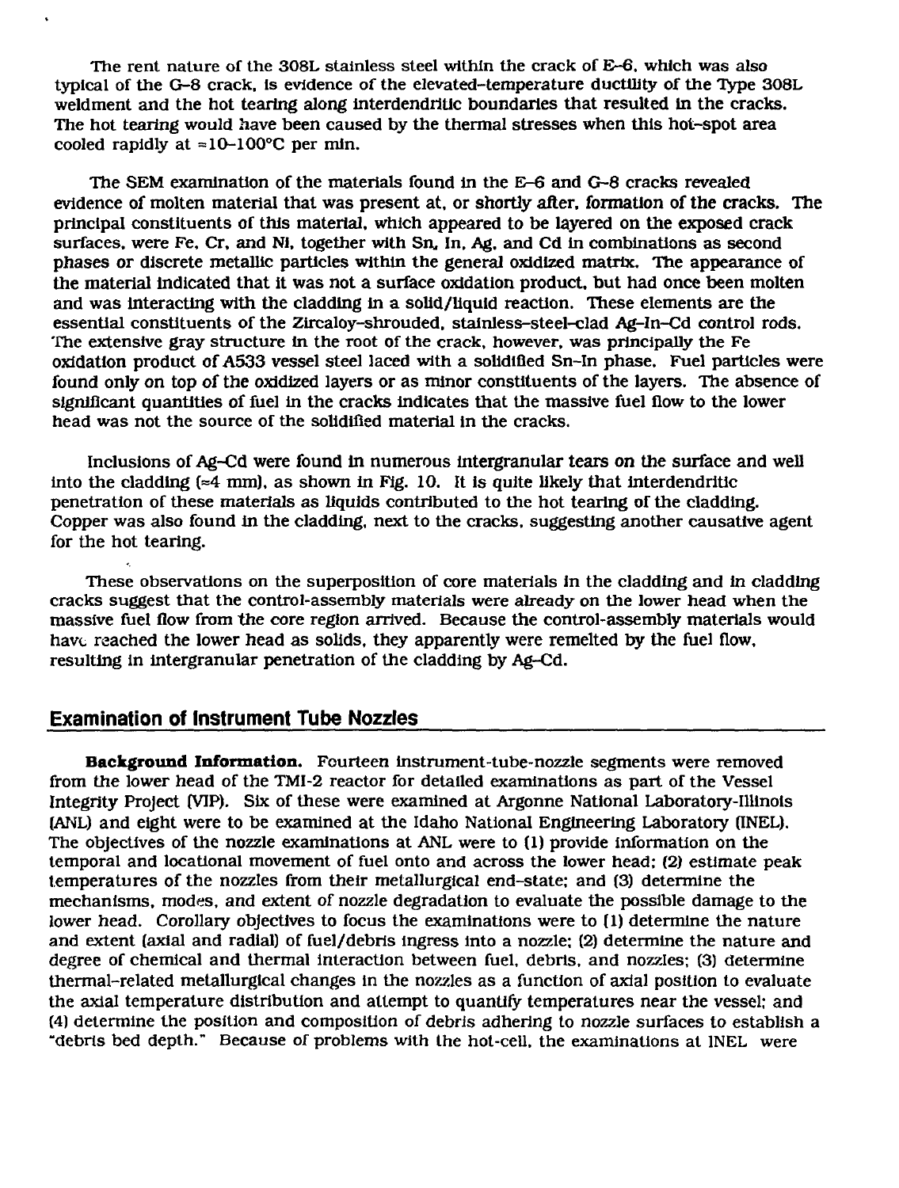The rent nature of the 308L stainless steel within the crack of E-6, which was also typical of the G-8 crack, is evidence of the elevated-temperature ductility of the Type 308L weldment and the hot tearing along interdendritic boundaries that resulted in the cracks. The hot tearing would have been caused by the thermal stresses when this hot-spot area cooled rapidly at ≈10–100°C per min.

The SEM examination of the materials found in the E-6 and G-8 cracks revealed evidence of molten material that was present at, or shortly after, formation of the cracks. The principal constituents of this material, which appeared to be layered on the exposed crack surfaces, were Fe, Cr, and Ni, together with Sn, In, Ag, and Cd in combinations as second phases or discrete metallic particles within the general oxidized matrix. The appearance of the material indicated that it was not a surface oxidation product, but had once been molten and was interacting with the cladding in a solid/liquid reaction. These elements are the essential constituents of the Zircaloy-shrouded, stainless-steel-clad Ag-In-Cd control rods. The extensive gray structure in the root of the crack, however, was principally the Fe oxidation product of A533 vessel steel laced with a solidified Sn-In phase. Fuel particles were found only on top of the oxidized layers or as minor constituents of the layers. The absence of significant quantities of fuel in the cracks indicates that the massive fuel flow to the lower head was not the source of the solidified material in the cracks.

Inclusions of Ag-Cd were found in numerous intergranular tears on the surface and well into the cladding (≈4 mm), as shown in Fig. 10. It is quite likely that interdendritic penetration of these materials as liquids contributed to the hot tearing of the cladding. Copper was also found in the cladding, next to the cracks, suggesting another causative agent for the hot tearing.

These observations on the superposition of core materials in the cladding and in cladding cracks suggest that the control-assembly materials were already on the lower head when the massive fuel flow from the core region arrived. Because the control-assembly materials would have reached the lower head as solids, they apparently were remelted by the fuel flow, resulting in intergranular penetration of the cladding by Ag-Cd.

## Examination of Instrument Tube Nozzles

**Background Information.** Fourteen instrument-tube-nozzle segments were removed from the lower head of the TMI-2 reactor for detailed examinations as part of the Vessel Integrity Project (VIP). Six of these were examined at Argonne National Laboratory-Illinois (ANL) and eight were to be examined at the Idaho National Engineering Laboratory (INEL). The objectives of the nozzle examinations at ANL were to (1) provide information on the temporal and locational movement of fuel onto and across the lower head; (2) estimate peak temperatures of the nozzles from their metallurgical end-state; and (3) determine the mechanisms, modes, and extent of nozzle degradation to evaluate the possible damage to the lower head. Corollary objectives to focus the examinations were to (1) determine the nature and extent (axial and radial) of fuel/debris ingress into a nozzle; (2) determine the nature and degree of chemical and thermal interaction between fuel, debris, and nozzles; (3) determine thermal-related metallurgical changes in the nozzles as a function of axial position to evaluate the axial temperature distribution and attempt to quantify temperatures near the vessel; and (4) determine the position and composition of debris adhering to nozzle surfaces to establish a "debris bed depth." Because of problems with the hot-cell, the examinations at INEL were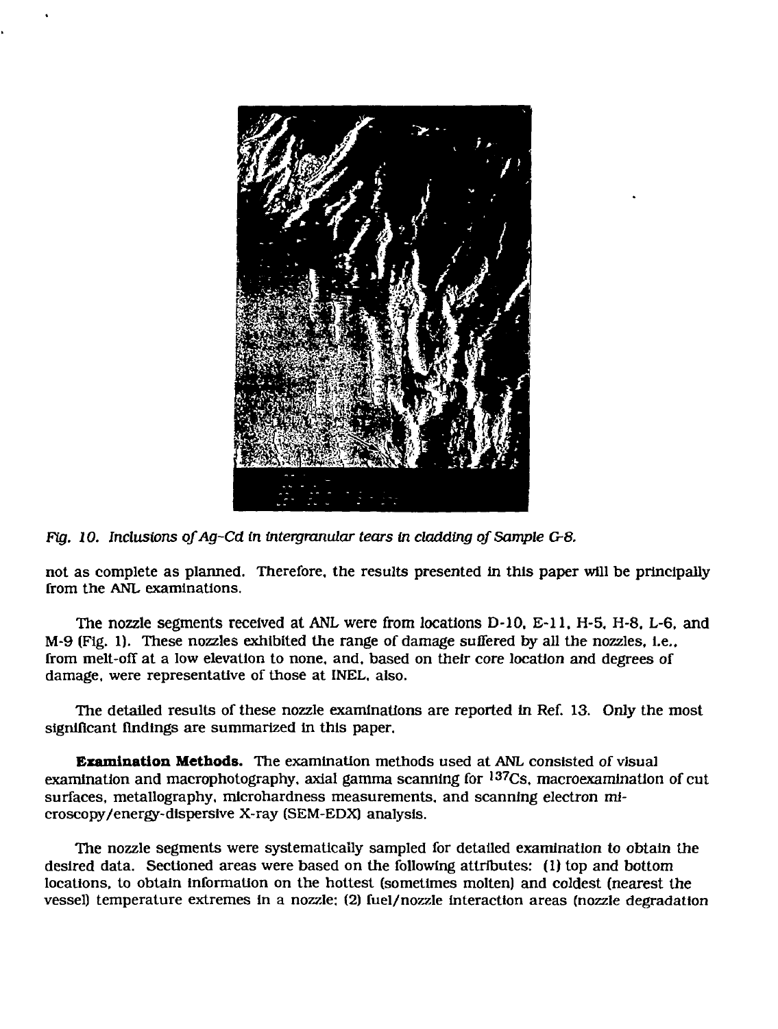*Fig. 10. Inclusions of Ag-Cd in intergranular tears in cladding of Sample G-8.*

not as complete as planned. Therefore, the results presented in this paper will be principally from the ANL examinations.

The nozzle segments received at ANL were from locations D-10, E-11, H-5, H-8, L-6, and M-9 (Fig. 1). These nozzles exhibited the range of damage suffered by all the nozzles, i.e., from melt-off at a low elevation to none, and, based on their core location and degrees of damage, were representative of those at INEL, also.

The detailed results of these nozzle examinations are reported in Ref. 13. Only the most significant findings are summarized in this paper.

**Examination Methods.** The examination methods used at ANL consisted of visual examination and macrophotography, axial gamma scanning for $^{137}Cs$, macroexamination of cut surfaces, metallography, microhardness measurements, and scanning electron microscopy/energy-dispersive X-ray (SEM-EDX) analysis.

The nozzle segments were systematically sampled for detailed examination to obtain the desired data. Sectioned areas were based on the following attributes: (1) top and bottom locations, to obtain information on the hottest (sometimes molten) and coldest (nearest the vessel) temperature extremes in a nozzle; (2) fuel/nozzle interaction areas (nozzle degradation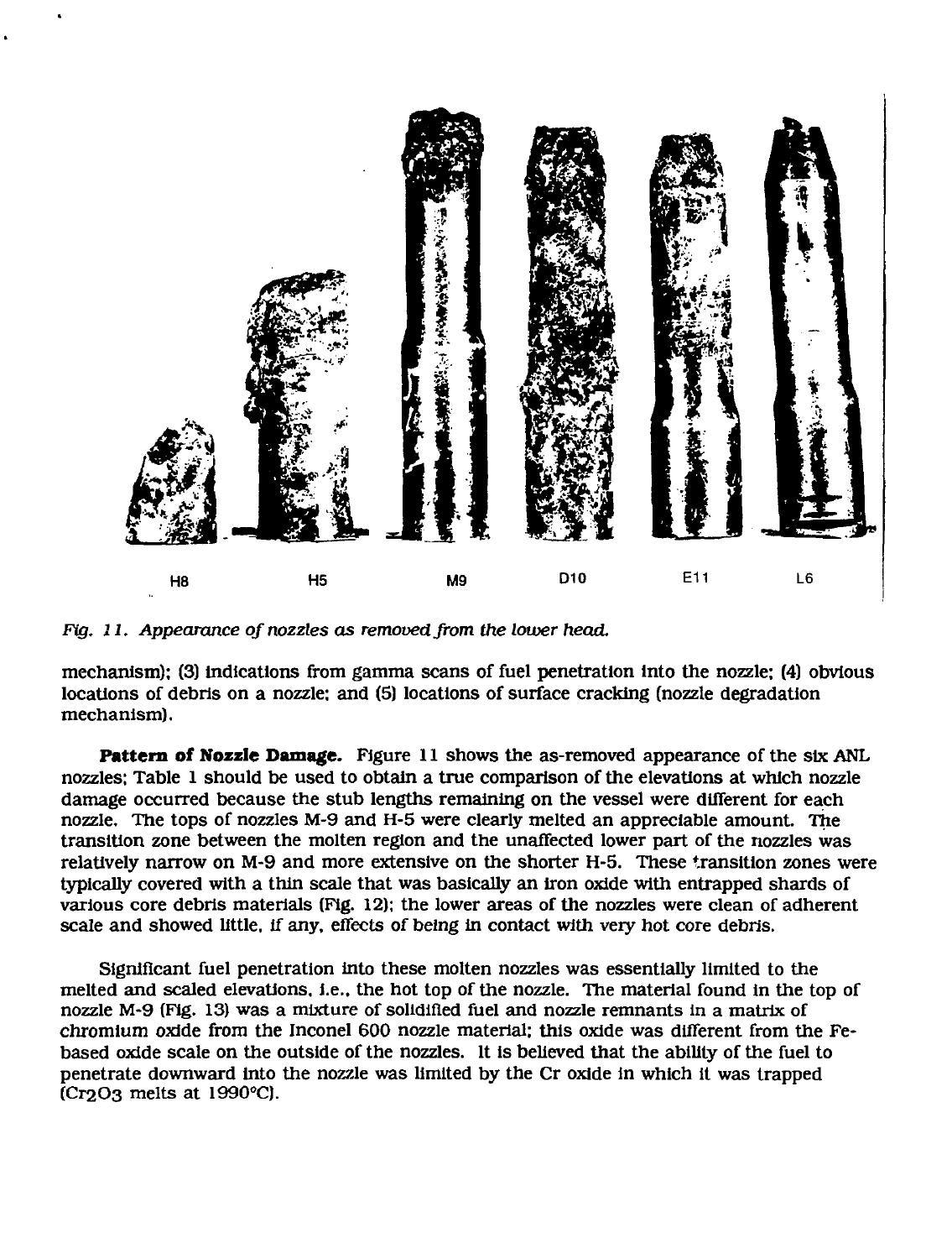H8 H5 M9 D10 E11 L6

*Fig. 11. Appearance of nozzles as removed from the lower head.*

mechanism); (3) indications from gamma scans of fuel penetration into the nozzle; (4) obvious locations of debris on a nozzle; and (5) locations of surface cracking (nozzle degradation mechanism).

**Pattern of Nozzle Damage.** Figure 11 shows the as-removed appearance of the six ANL nozzles; Table 1 should be used to obtain a true comparison of the elevations at which nozzle damage occurred because the stub lengths remaining on the vessel were different for each nozzle. The tops of nozzles M-9 and H-5 were clearly melted an appreciable amount. The transition zone between the molten region and the unaffected lower part of the nozzles was relatively narrow on M-9 and more extensive on the shorter H-5. These transition zones were typically covered with a thin scale that was basically an iron oxide with entrapped shards of various core debris materials (Fig. 12); the lower areas of the nozzles were clean of adherent scale and showed little, if any, effects of being in contact with very hot core debris.

Significant fuel penetration into these molten nozzles was essentially limited to the melted and scaled elevations, i.e., the hot top of the nozzle. The material found in the top of nozzle M-9 (Fig. 13) was a mixture of solidified fuel and nozzle remnants in a matrix of chromium oxide from the Inconel 600 nozzle material; this oxide was different from the Fe-based oxide scale on the outside of the nozzles. It is believed that the ability of the fuel to penetrate downward into the nozzle was limited by the Cr oxide in which it was trapped ($Cr_2O_3$ melts at 1990°C).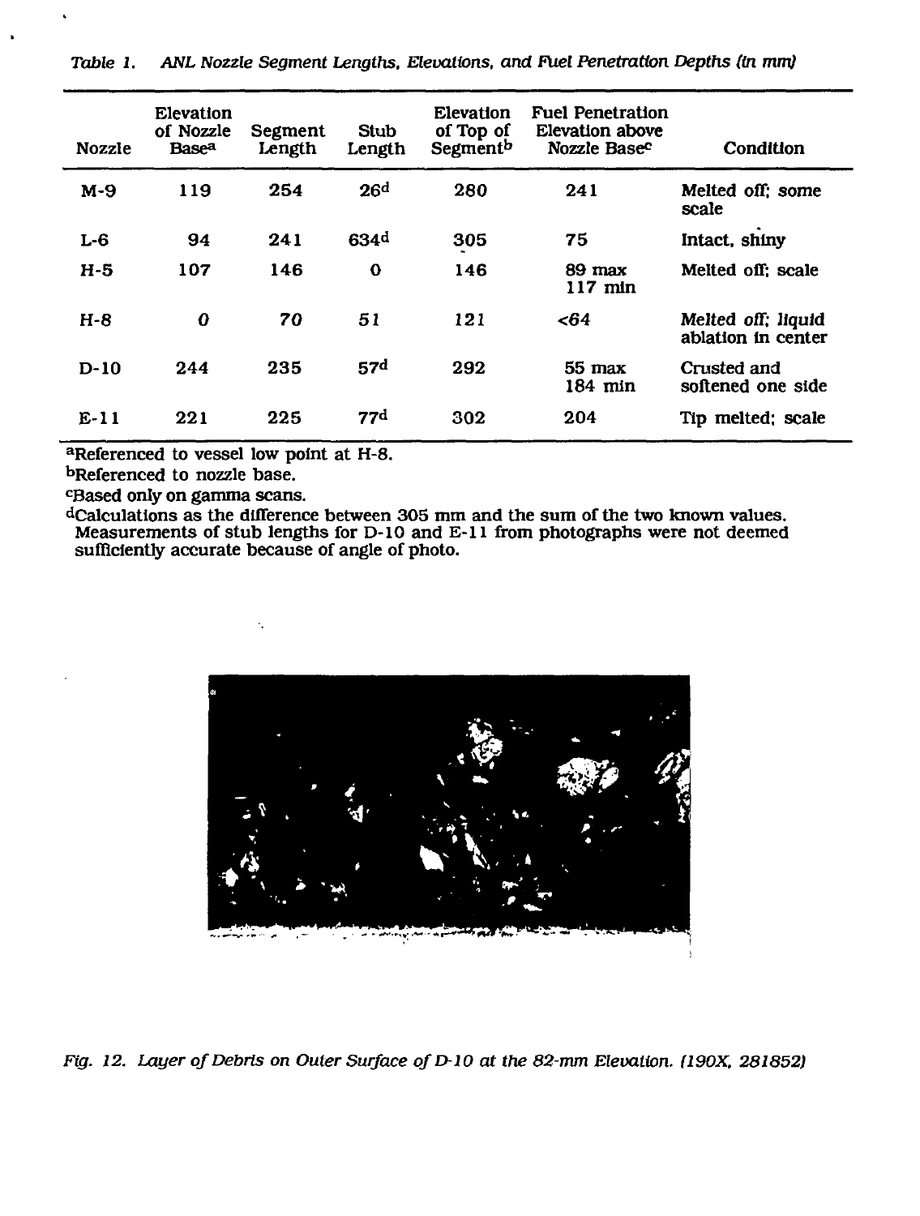*Table 1. ANL Nozzle Segment Lengths, Elevations, and Fuel Penetration Depths (in mm)*

| Nozzle | Elevation of Nozzle Base[a] | Segment Length | Stub Length | Elevation of Top of Segment[b] | Fuel Penetration Elevation above Nozzle Base[c] | Condition |
|---|---|---|---|---|---|---|
| M-9 | 119 | 254 | 26[d] | 280 | 241 | Melted off; some scale |
| L-6 | 94 | 241 | 634[d] | 305 | 75 | Intact, shiny |
| H-5 | 107 | 146 | 0 | 146 | 89 max 117 min | Melted off; scale |
| H-8 | *0* | *70* | *51* | *121* | *<64* | *Melted off; liquid ablation in center* |
| D-10 | 244 | 235 | 57[d] | 292 | 55 max 184 min | Crusted and softened one side |
| E-11 | 221 | 225 | 77[d] | 302 | 204 | Tip melted; scale |

[a]Referenced to vessel low point at H-8.
[b]Referenced to nozzle base.
[c]Based only on gamma scans.
[d]Calculations as the difference between 305 mm and the sum of the two known values. Measurements of stub lengths for D-10 and E-11 from photographs were not deemed sufficiently accurate because of angle of photo.

*Fig. 12. Layer of Debris on Outer Surface of D-10 at the 82-mm Elevation. (190X, 281852)*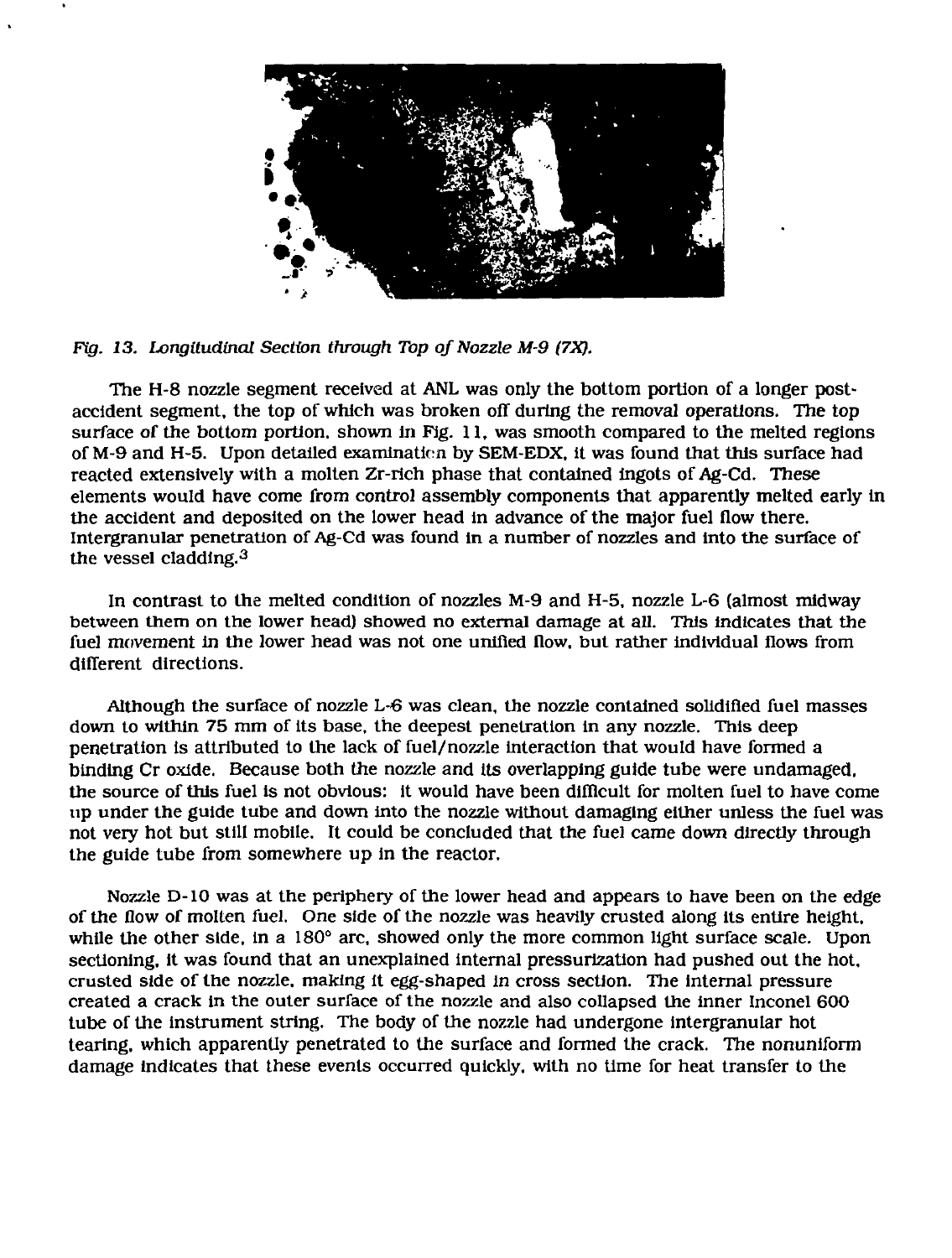*Fig. 13. Longitudinal Section through Top of Nozzle M-9 (7X).*

The H-8 nozzle segment received at ANL was only the bottom portion of a longer post-accident segment, the top of which was broken off during the removal operations. The top surface of the bottom portion, shown in Fig. 11, was smooth compared to the melted regions of M-9 and H-5. Upon detailed examination by SEM-EDX, it was found that this surface had reacted extensively with a molten Zr-rich phase that contained ingots of Ag-Cd. These elements would have come from control assembly components that apparently melted early in the accident and deposited on the lower head in advance of the major fuel flow there. Intergranular penetration of Ag-Cd was found in a number of nozzles and into the surface of the vessel cladding.[3]

In contrast to the melted condition of nozzles M-9 and H-5, nozzle L-6 (almost midway between them on the lower head) showed no external damage at all. This indicates that the fuel movement in the lower head was not one unified flow, but rather individual flows from different directions.

Although the surface of nozzle L-6 was clean, the nozzle contained solidified fuel masses down to within 75 mm of its base, the deepest penetration in any nozzle. This deep penetration is attributed to the lack of fuel/nozzle interaction that would have formed a binding Cr oxide. Because both the nozzle and its overlapping guide tube were undamaged, the source of this fuel is not obvious: it would have been difficult for molten fuel to have come up under the guide tube and down into the nozzle without damaging either unless the fuel was not very hot but still mobile. It could be concluded that the fuel came down directly through the guide tube from somewhere up in the reactor.

Nozzle D-10 was at the periphery of the lower head and appears to have been on the edge of the flow of molten fuel. One side of the nozzle was heavily crusted along its entire height, while the other side, in a 180° arc, showed only the more common light surface scale. Upon sectioning, it was found that an unexplained internal pressurization had pushed out the hot, crusted side of the nozzle, making it egg-shaped in cross section. The internal pressure created a crack in the outer surface of the nozzle and also collapsed the inner Inconel 600 tube of the instrument string. The body of the nozzle had undergone intergranular hot tearing, which apparently penetrated to the surface and formed the crack. The nonuniform damage indicates that these events occurred quickly, with no time for heat transfer to the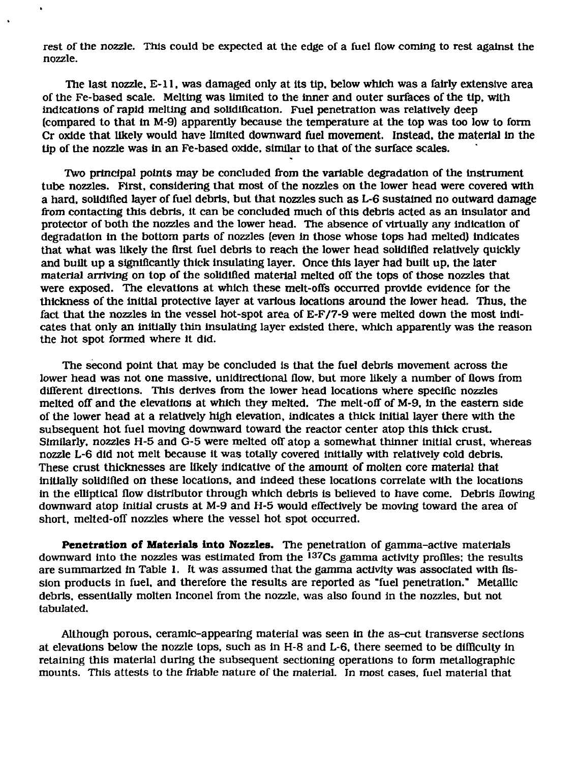rest of the nozzle. This could be expected at the edge of a fuel flow coming to rest against the nozzle.

The last nozzle, E-11, was damaged only at its tip, below which was a fairly extensive area of the Fe-based scale. Melting was limited to the inner and outer surfaces of the tip, with indications of rapid melting and solidification. Fuel penetration was relatively deep (compared to that in M-9) apparently because the temperature at the top was too low to form Cr oxide that likely would have limited downward fuel movement. Instead, the material in the tip of the nozzle was in an Fe-based oxide, similar to that of the surface scales.

Two principal points may be concluded from the variable degradation of the instrument tube nozzles. First, considering that most of the nozzles on the lower head were covered with a hard, solidified layer of fuel debris, but that nozzles such as L-6 sustained no outward damage from contacting this debris, it can be concluded much of this debris acted as an insulator and protector of both the nozzles and the lower head. The absence of virtually any indication of degradation in the bottom parts of nozzles (even in those whose tops had melted) indicates that what was likely the first fuel debris to reach the lower head solidified relatively quickly and built up a significantly thick insulating layer. Once this layer had built up, the later material arriving on top of the solidified material melted off the tops of those nozzles that were exposed. The elevations at which these melt-offs occurred provide evidence for the thickness of the initial protective layer at various locations around the lower head. Thus, the fact that the nozzles in the vessel hot-spot area of E-F/7-9 were melted down the most indicates that only an initially thin insulating layer existed there, which apparently was the reason the hot spot formed where it did.

The second point that may be concluded is that the fuel debris movement across the lower head was not one massive, unidirectional flow, but more likely a number of flows from different directions. This derives from the lower head locations where specific nozzles melted off and the elevations at which they melted. The melt-off of M-9, in the eastern side of the lower head at a relatively high elevation, indicates a thick initial layer there with the subsequent hot fuel moving downward toward the reactor center atop this thick crust. Similarly, nozzles H-5 and G-5 were melted off atop a somewhat thinner initial crust, whereas nozzle L-6 did not melt because it was totally covered initially with relatively cold debris. These crust thicknesses are likely indicative of the amount of molten core material that initially solidified on these locations, and indeed these locations correlate with the locations in the elliptical flow distributor through which debris is believed to have come. Debris flowing downward atop initial crusts at M-9 and H-5 would effectively be moving toward the area of short, melted-off nozzles where the vessel hot spot occurred.

**Penetration of Materials into Nozzles.** The penetration of gamma-active materials downward into the nozzles was estimated from the $^{137}Cs$ gamma activity profiles; the results are summarized in Table 1. It was assumed that the gamma activity was associated with fission products in fuel, and therefore the results are reported as "fuel penetration." Metallic debris, essentially molten Inconel from the nozzle, was also found in the nozzles, but not tabulated.

Although porous, ceramic-appearing material was seen in the as-cut transverse sections at elevations below the nozzle tops, such as in H-8 and L-6, there seemed to be difficulty in retaining this material during the subsequent sectioning operations to form metallographic mounts. This attests to the friable nature of the material. In most cases, fuel material that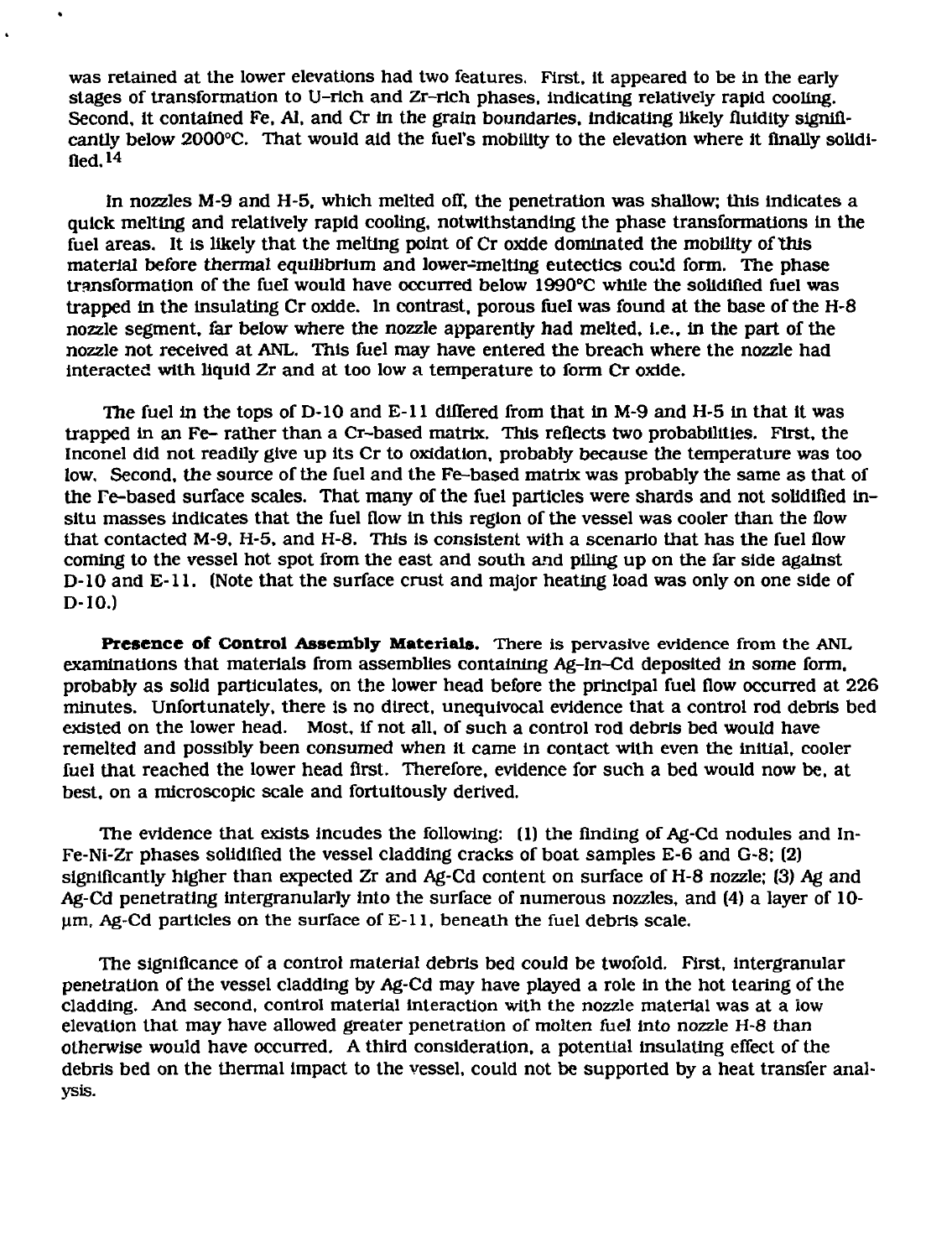was retained at the lower elevations had two features. First, it appeared to be in the early stages of transformation to U-rich and Zr-rich phases, indicating relatively rapid cooling. Second, it contained Fe, Al, and Cr in the grain boundaries, indicating likely fluidity significantly below 2000°C. That would aid the fuel's mobility to the elevation where it finally solidified.[14]

In nozzles M-9 and H-5, which melted off, the penetration was shallow; this indicates a quick melting and relatively rapid cooling, notwithstanding the phase transformations in the fuel areas. It is likely that the melting point of Cr oxide dominated the mobility of this material before thermal equilibrium and lower-melting eutectics could form. The phase transformation of the fuel would have occurred below 1990°C while the solidified fuel was trapped in the insulating Cr oxide. In contrast, porous fuel was found at the base of the H-8 nozzle segment, far below where the nozzle apparently had melted, i.e., in the part of the nozzle not received at ANL. This fuel may have entered the breach where the nozzle had interacted with liquid Zr and at too low a temperature to form Cr oxide.

The fuel in the tops of D-10 and E-11 differed from that in M-9 and H-5 in that it was trapped in an Fe- rather than a Cr-based matrix. This reflects two probabilities. First, the Inconel did not readily give up its Cr to oxidation, probably because the temperature was too low. Second, the source of the fuel and the Fe-based matrix was probably the same as that of the Fe-based surface scales. That many of the fuel particles were shards and not solidified in-situ masses indicates that the fuel flow in this region of the vessel was cooler than the flow that contacted M-9, H-5, and H-8. This is consistent with a scenario that has the fuel flow coming to the vessel hot spot from the east and south and piling up on the far side against D-10 and E-11. (Note that the surface crust and major heating load was only on one side of D-10.)

**Presence of Control Assembly Materials.** There is pervasive evidence from the ANL examinations that materials from assemblies containing Ag-In-Cd deposited in some form, probably as solid particulates, on the lower head before the principal fuel flow occurred at 226 minutes. Unfortunately, there is no direct, unequivocal evidence that a control rod debris bed existed on the lower head. Most, if not all, of such a control rod debris bed would have remelted and possibly been consumed when it came in contact with even the initial, cooler fuel that reached the lower head first. Therefore, evidence for such a bed would now be, at best, on a microscopic scale and fortuitously derived.

The evidence that exists incudes the following: (1) the finding of Ag-Cd nodules and In-Fe-Ni-Zr phases solidified the vessel cladding cracks of boat samples E-6 and G-8; (2) significantly higher than expected Zr and Ag-Cd content on surface of H-8 nozzle; (3) Ag and Ag-Cd penetrating intergranularly into the surface of numerous nozzles, and (4) a layer of 10-µm, Ag-Cd particles on the surface of E-11, beneath the fuel debris scale.

The significance of a control material debris bed could be twofold. First, intergranular penetration of the vessel cladding by Ag-Cd may have played a role in the hot tearing of the cladding. And second, control material interaction with the nozzle material was at a low elevation that may have allowed greater penetration of molten fuel into nozzle H-8 than otherwise would have occurred. A third consideration, a potential insulating effect of the debris bed on the thermal impact to the vessel, could not be supported by a heat transfer analysis.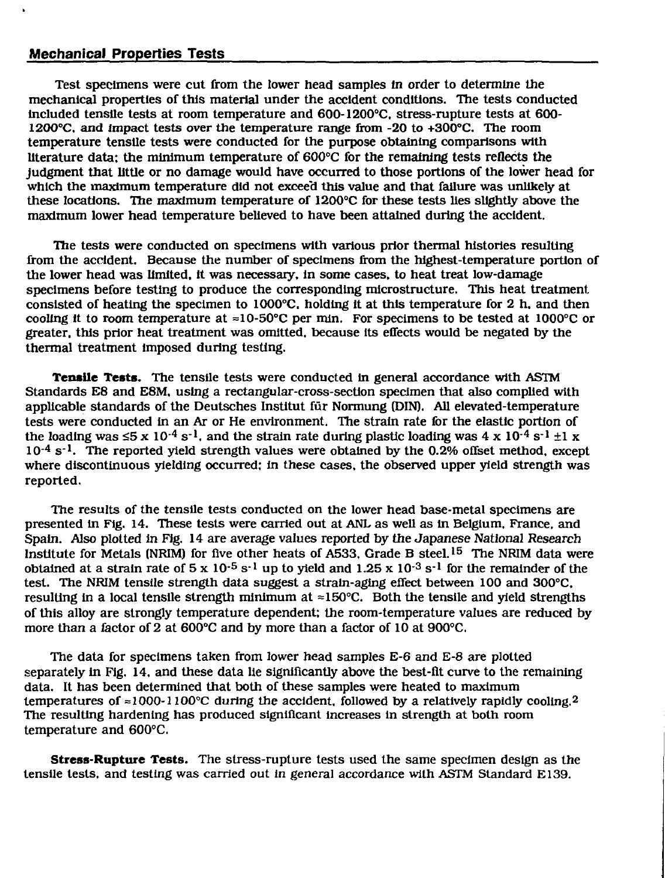## Mechanical Properties Tests

Test specimens were cut from the lower head samples in order to determine the mechanical properties of this material under the accident conditions. The tests conducted included tensile tests at room temperature and 600-1200°C, stress-rupture tests at 600-1200°C, and impact tests over the temperature range from -20 to +300°C. The room temperature tensile tests were conducted for the purpose obtaining comparisons with literature data; the minimum temperature of 600°C for the remaining tests reflects the judgment that little or no damage would have occurred to those portions of the lower head for which the maximum temperature did not exceed this value and that failure was unlikely at these locations. The maximum temperature of 1200°C for these tests lies slightly above the maximum lower head temperature believed to have been attained during the accident.

The tests were conducted on specimens with various prior thermal histories resulting from the accident. Because the number of specimens from the highest-temperature portion of the lower head was limited, it was necessary, in some cases, to heat treat low-damage specimens before testing to produce the corresponding microstructure. This heat treatment consisted of heating the specimen to 1000°C, holding it at this temperature for 2 h, and then cooling it to room temperature at ≈10-50°C per min. For specimens to be tested at 1000°C or greater, this prior heat treatment was omitted, because its effects would be negated by the thermal treatment imposed during testing.

**Tensile Tests.** The tensile tests were conducted in general accordance with ASTM Standards E8 and E8M, using a rectangular-cross-section specimen that also complied with applicable standards of the Deutsches Institut für Normung (DIN). All elevated-temperature tests were conducted in an Ar or He environment. The strain rate for the elastic portion of the loading was $\leq 5 \times 10^{-4}\ s^{-1}$, and the strain rate during plastic loading was $4 \times 10^{-4}\ s^{-1} \pm 1 \times 10^{-4}\ s^{-1}$. The reported yield strength values were obtained by the 0.2% offset method, except where discontinuous yielding occurred; in these cases, the observed upper yield strength was reported.

The results of the tensile tests conducted on the lower head base-metal specimens are presented in Fig. 14. These tests were carried out at ANL as well as in Belgium, France, and Spain. Also plotted in Fig. 14 are average values reported by the Japanese National Research Institute for Metals (NRIM) for five other heats of A533, Grade B steel.[15] The NRIM data were obtained at a strain rate of $5 \times 10^{-5}\ s^{-1}$ up to yield and $1.25 \times 10^{-3}\ s^{-1}$ for the remainder of the test. The NRIM tensile strength data suggest a strain-aging effect between 100 and 300°C, resulting in a local tensile strength minimum at ≈150°C. Both the tensile and yield strengths of this alloy are strongly temperature dependent; the room-temperature values are reduced by more than a factor of 2 at 600°C and by more than a factor of 10 at 900°C.

The data for specimens taken from lower head samples E-6 and E-8 are plotted separately in Fig. 14, and these data lie significantly above the best-fit curve to the remaining data. It has been determined that both of these samples were heated to maximum temperatures of ≈1000-1100°C during the accident, followed by a relatively rapidly cooling.[2] The resulting hardening has produced significant increases in strength at both room temperature and 600°C.

**Stress-Rupture Tests.** The stress-rupture tests used the same specimen design as the tensile tests, and testing was carried out in general accordance with ASTM Standard E139.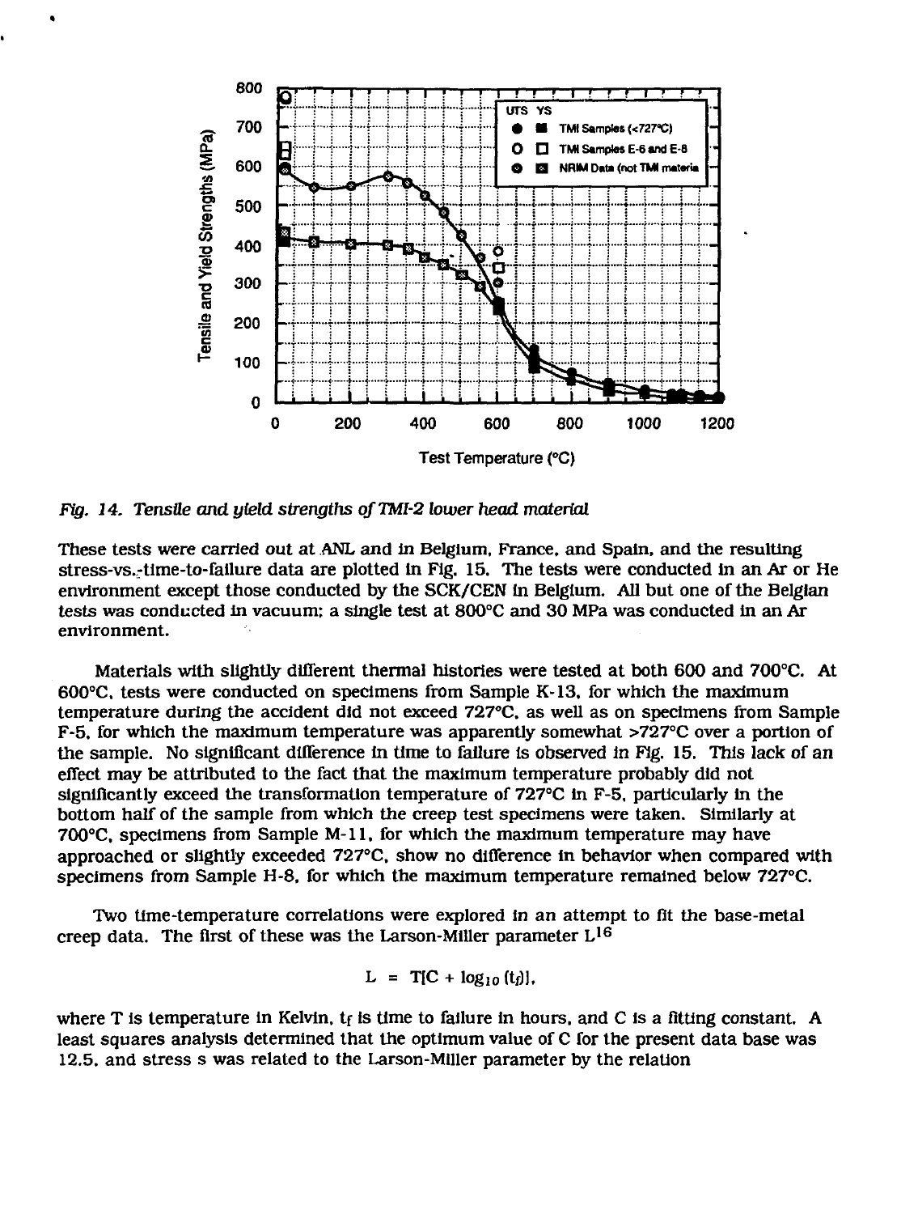*Fig. 14. Tensile and yield strengths of TMI-2 lower head material*

These tests were carried out at ANL and in Belgium, France, and Spain, and the resulting stress-vs.-time-to-failure data are plotted in Fig. 15. The tests were conducted in an Ar or He environment except those conducted by the SCK/CEN in Belgium. All but one of the Belgian tests was conducted in vacuum; a single test at 800°C and 30 MPa was conducted in an Ar environment.

Materials with slightly different thermal histories were tested at both 600 and 700°C. At 600°C, tests were conducted on specimens from Sample K-13, for which the maximum temperature during the accident did not exceed 727°C, as well as on specimens from Sample F-5, for which the maximum temperature was apparently somewhat >727°C over a portion of the sample. No significant difference in time to failure is observed in Fig. 15. This lack of an effect may be attributed to the fact that the maximum temperature probably did not significantly exceed the transformation temperature of 727°C in F-5, particularly in the bottom half of the sample from which the creep test specimens were taken. Similarly at 700°C, specimens from Sample M-11, for which the maximum temperature may have approached or slightly exceeded 727°C, show no difference in behavior when compared with specimens from Sample H-8, for which the maximum temperature remained below 727°C.

Two time-temperature correlations were explored in an attempt to fit the base-metal creep data. The first of these was the Larson-Miller parameter L[16]

$$L = T[C + \log_{10}(t_f)],$$

where T is temperature in Kelvin, $t_f$ is time to failure in hours, and C is a fitting constant. A least squares analysis determined that the optimum value of C for the present data base was 12.5, and stress s was related to the Larson-Miller parameter by the relation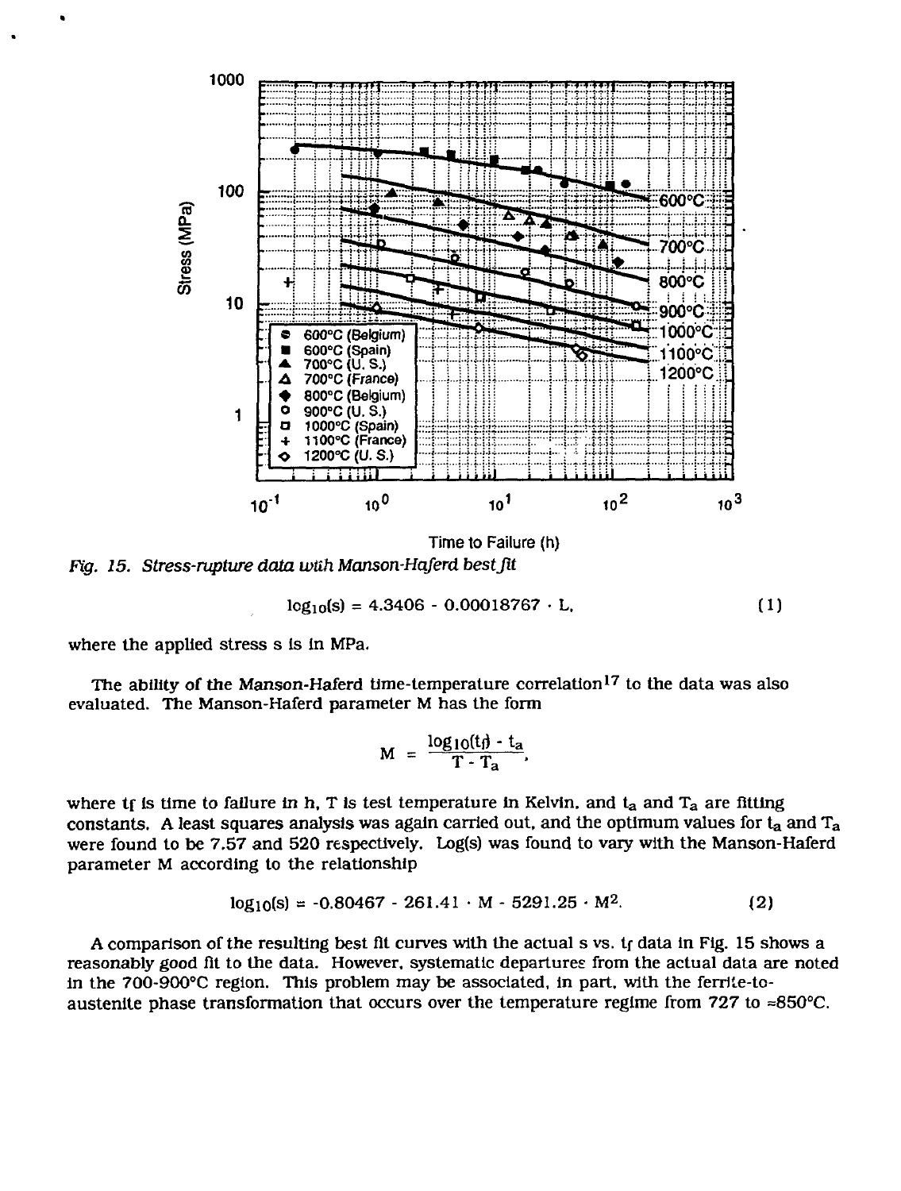Fig. 15. *Stress-rupture data with Manson-Haferd best fit*

$$\log_{10}(s) = 4.3406 - 0.00018767 \cdot L, \tag{1}$$

where the applied stress s is in MPa.

The ability of the Manson-Haferd time-temperature correlation[17] to the data was also evaluated. The Manson-Haferd parameter M has the form

$$M = \frac{\log_{10}(t_f) - t_a}{T - T_a},$$

where $t_f$ is time to failure in h, T is test temperature in Kelvin, and $t_a$ and $T_a$ are fitting constants. A least squares analysis was again carried out, and the optimum values for $t_a$ and $T_a$ were found to be 7.57 and 520 respectively. Log(s) was found to vary with the Manson-Haferd parameter M according to the relationship

$$\log_{10}(s) = -0.80467 - 261.41 \cdot M - 5291.25 \cdot M^2. \tag{2}$$

A comparison of the resulting best fit curves with the actual s vs. $t_f$ data in Fig. 15 shows a reasonably good fit to the data. However, systematic departures from the actual data are noted in the 700-900°C region. This problem may be associated, in part, with the ferrite-to-austenite phase transformation that occurs over the temperature regime from 727 to ≈850°C.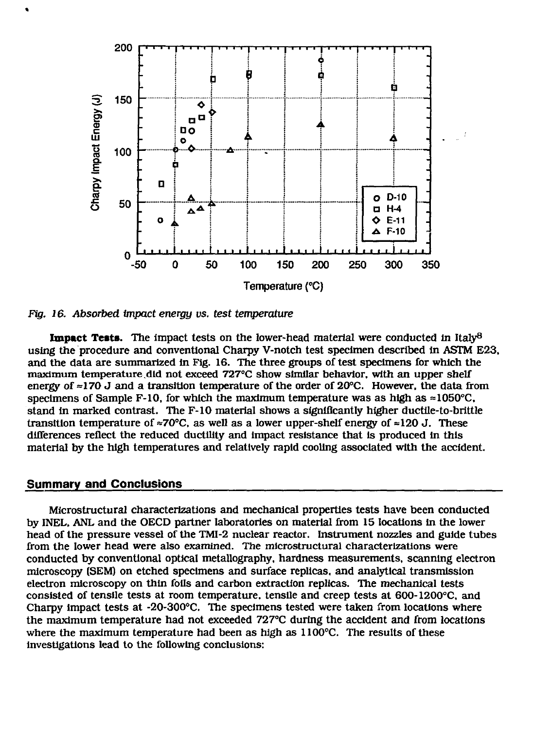*Fig. 16. Absorbed impact energy vs. test temperature*

**Impact Tests.** The impact tests on the lower-head material were conducted in Italy[8] using the procedure and conventional Charpy V-notch test specimen described in ASTM E23, and the data are summarized in Fig. 16. The three groups of test specimens for which the maximum temperature did not exceed 727°C show similar behavior, with an upper shelf energy of ≈170 J and a transition temperature of the order of 20°C. However, the data from specimens of Sample F-10, for which the maximum temperature was as high as ≈1050°C, stand in marked contrast. The F-10 material shows a significantly higher ductile-to-brittle transition temperature of ≈70°C, as well as a lower upper-shelf energy of ≈120 J. These differences reflect the reduced ductility and impact resistance that is produced in this material by the high temperatures and relatively rapid cooling associated with the accident.

## Summary and Conclusions

Microstructural characterizations and mechanical properties tests have been conducted by INEL, ANL and the OECD partner laboratories on material from 15 locations in the lower head of the pressure vessel of the TMI-2 nuclear reactor. Instrument nozzles and guide tubes from the lower head were also examined. The microstructural characterizations were conducted by conventional optical metallography, hardness measurements, scanning electron microscopy (SEM) on etched specimens and surface replicas, and analytical transmission electron microscopy on thin foils and carbon extraction replicas. The mechanical tests consisted of tensile tests at room temperature, tensile and creep tests at 600-1200°C, and Charpy impact tests at -20-300°C. The specimens tested were taken from locations where the maximum temperature had not exceeded 727°C during the accident and from locations where the maximum temperature had been as high as 1100°C. The results of these investigations lead to the following conclusions: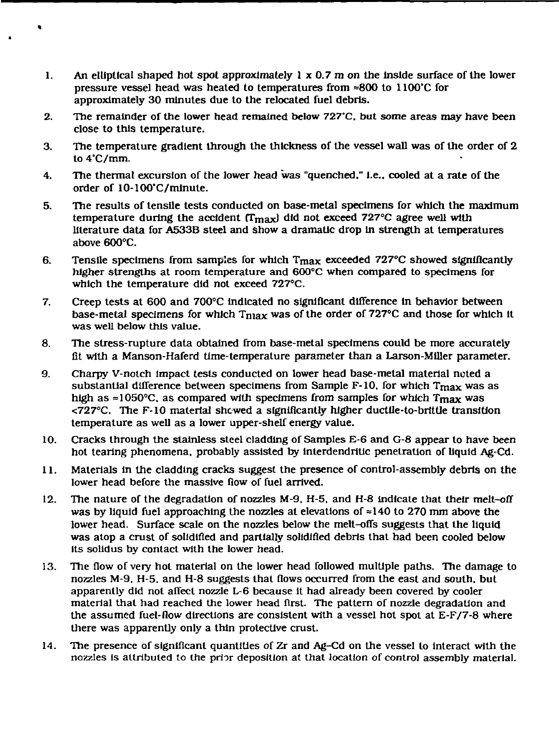1. An elliptical shaped hot spot approximately 1 x 0.7 m on the inside surface of the lower pressure vessel head was heated to temperatures from ≈800 to 1100°C for approximately 30 minutes due to the relocated fuel debris.

2. The remainder of the lower head remained below 727°C, but some areas may have been close to this temperature.

3. The temperature gradient through the thickness of the vessel wall was of the order of 2 to 4°C/mm.

4. The thermal excursion of the lower head was "quenched," i.e., cooled at a rate of the order of 10-100°C/minute.

5. The results of tensile tests conducted on base-metal specimens for which the maximum temperature during the accident ($T_{max}$) did not exceed 727°C agree well with literature data for A533B steel and show a dramatic drop in strength at temperatures above 600°C.

6. Tensile specimens from samples for which $T_{max}$ exceeded 727°C showed significantly higher strengths at room temperature and 600°C when compared to specimens for which the temperature did not exceed 727°C.

7. Creep tests at 600 and 700°C indicated no significant difference in behavior between base-metal specimens for which $T_{max}$ was of the order of 727°C and those for which it was well below this value.

8. The stress-rupture data obtained from base-metal specimens could be more accurately fit with a Manson-Haferd time-temperature parameter than a Larson-Miller parameter.

9. Charpy V-notch impact tests conducted on lower head base-metal material noted a substantial difference between specimens from Sample F-10, for which $T_{max}$ was as high as ≈1050°C, as compared with specimens from samples for which $T_{max}$ was <727°C. The F-10 material showed a significantly higher ductile-to-brittle transition temperature as well as a lower upper-shelf energy value.

10. Cracks through the stainless steel cladding of Samples E-6 and G-8 appear to have been hot tearing phenomena, probably assisted by interdendritic penetration of liquid Ag-Cd.

11. Materials in the cladding cracks suggest the presence of control-assembly debris on the lower head before the massive flow of fuel arrived.

12. The nature of the degradation of nozzles M-9, H-5, and H-8 indicate that their melt-off was by liquid fuel approaching the nozzles at elevations of ≈140 to 270 mm above the lower head. Surface scale on the nozzles below the melt-offs suggests that the liquid was atop a crust of solidified and partially solidified debris that had been cooled below its solidus by contact with the lower head.

13. The flow of very hot material on the lower head followed multiple paths. The damage to nozzles M-9, H-5, and H-8 suggests that flows occurred from the east and south, but apparently did not affect nozzle L-6 because it had already been covered by cooler material that had reached the lower head first. The pattern of nozzle degradation and the assumed fuel-flow directions are consistent with a vessel hot spot at E-F/7-8 where there was apparently only a thin protective crust.

14. The presence of significant quantities of Zr and Ag-Cd on the vessel to interact with the nozzles is attributed to the prior deposition at that location of control assembly material.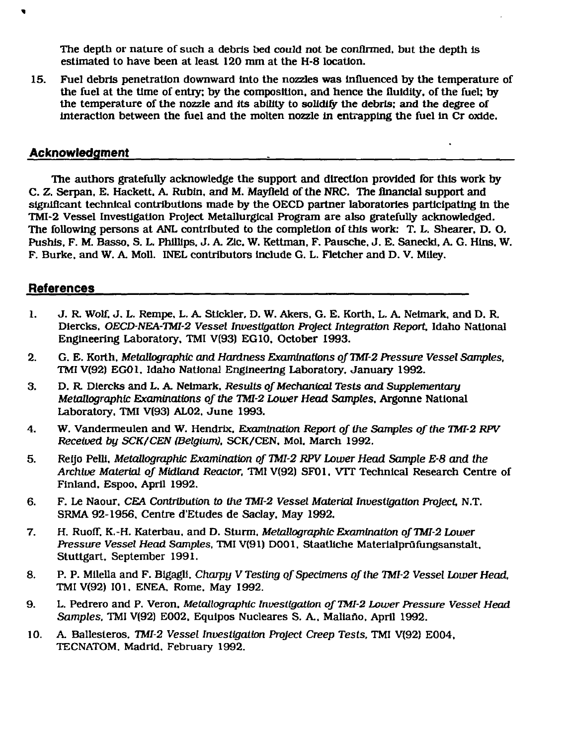The depth or nature of such a debris bed could not be confirmed, but the depth is estimated to have been at least 120 mm at the H-8 location.

15. Fuel debris penetration downward into the nozzles was influenced by the temperature of the fuel at the time of entry; by the composition, and hence the fluidity, of the fuel; by the temperature of the nozzle and its ability to solidify the debris; and the degree of interaction between the fuel and the molten nozzle in entrapping the fuel in Cr oxide.

## Acknowledgment

The authors gratefully acknowledge the support and direction provided for this work by C. Z. Serpan, E. Hackett, A. Rubin, and M. Mayfield of the NRC. The financial support and significant technical contributions made by the OECD partner laboratories participating in the TMI-2 Vessel Investigation Project Metallurgical Program are also gratefully acknowledged. The following persons at ANL contributed to the completion of this work: T. L. Shearer, D. O. Pushis, F. M. Basso, S. L. Phillips, J. A. Zic, W. Kettman, F. Pausche, J. E. Sanecki, A. G. Hins, W. F. Burke, and W. A. Moll. INEL contributors include G. L. Fletcher and D. V. Miley.

## References

1. J. R. Wolf, J. L. Rempe, L. A. Stickler, D. W. Akers, G. E. Korth, L. A. Neimark, and D. R. Diercks, *OECD-NEA-TMI-2 Vessel Investigation Project Integration Report*, Idaho National Engineering Laboratory, TMI V(93) EG10, October 1993.
2. G. E. Korth, *Metallographic and Hardness Examinations of TMI-2 Pressure Vessel Samples*, TMI V(92) EG01, Idaho National Engineering Laboratory, January 1992.
3. D. R. Diercks and L. A. Neimark, *Results of Mechanical Tests and Supplementary Metallographic Examinations of the TMI-2 Lower Head Samples*, Argonne National Laboratory, TMI V(93) AL02, June 1993.
4. W. Vandermeulen and W. Hendrix, *Examination Report of the Samples of the TMI-2 RPV Received by SCK/CEN (Belgium)*, SCK/CEN, Mol, March 1992.
5. Reijo Pelli, *Metallographic Examination of TMI-2 RPV Lower Head Sample E-8 and the Archive Material of Midland Reactor*, TMI V(92) SF01, VTT Technical Research Centre of Finland, Espoo, April 1992.
6. F. Le Naour, *CEA Contribution to the TMI-2 Vessel Material Investigation Project*, N.T. SRMA 92-1956, Centre d'Etudes de Saclay, May 1992.
7. H. Ruoff, K.-H. Katerbau, and D. Sturm, *Metallographic Examination of TMI-2 Lower Pressure Vessel Head Samples*, TMI V(91) D001, Staatliche Materialprüfungsanstalt, Stuttgart, September 1991.
8. P. P. Milella and F. Bigagli, *Charpy V Testing of Specimens of the TMI-2 Vessel Lower Head*, TMI V(92) I01, ENEA, Rome, May 1992.
9. L. Pedrero and P. Veron, *Metallographic Investigation of TMI-2 Lower Pressure Vessel Head Samples*, TMI V(92) E002, Equipos Nucleares S. A., Maliaño, April 1992.
10. A. Ballesteros, *TMI-2 Vessel Investigation Project Creep Tests*, TMI V(92) E004, TECNATOM, Madrid, February 1992.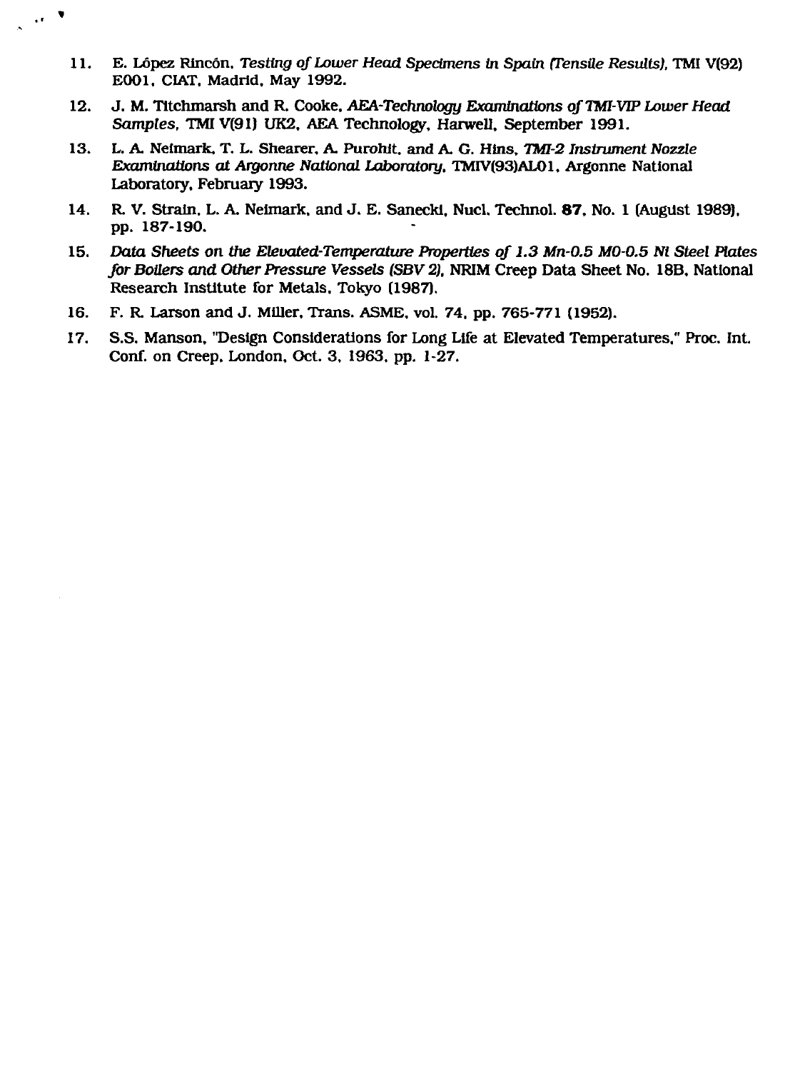11. E. López Rincón, *Testing of Lower Head Specimens in Spain (Tensile Results)*, TMI V(92) E001, CIAT, Madrid, May 1992.
12. J. M. Titchmarsh and R. Cooke, *AEA-Technology Examinations of TMI-VIP Lower Head Samples*, TMI V(91) UK2, AEA Technology, Harwell, September 1991.
13. L. A. Neimark, T. L. Shearer, A. Purohit, and A. G. Hins, *TMI-2 Instrument Nozzle Examinations at Argonne National Laboratory*, TMIV(93)AL01, Argonne National Laboratory, February 1993.
14. R. V. Strain, L. A. Neimark, and J. E. Sanecki, Nucl. Technol. **87**, No. 1 (August 1989), pp. 187-190.
15. *Data Sheets on the Elevated-Temperature Properties of 1.3 Mn-0.5 MO-0.5 Ni Steel Plates for Boilers and Other Pressure Vessels (SBV 2)*, NRIM Creep Data Sheet No. 18B, National Research Institute for Metals, Tokyo (1987).
16. F. R. Larson and J. Miller, Trans. ASME, vol. 74, pp. 765-771 (1952).
17. S.S. Manson, "Design Considerations for Long Life at Elevated Temperatures," Proc. Int. Conf. on Creep, London, Oct. 3, 1963, pp. 1-27.